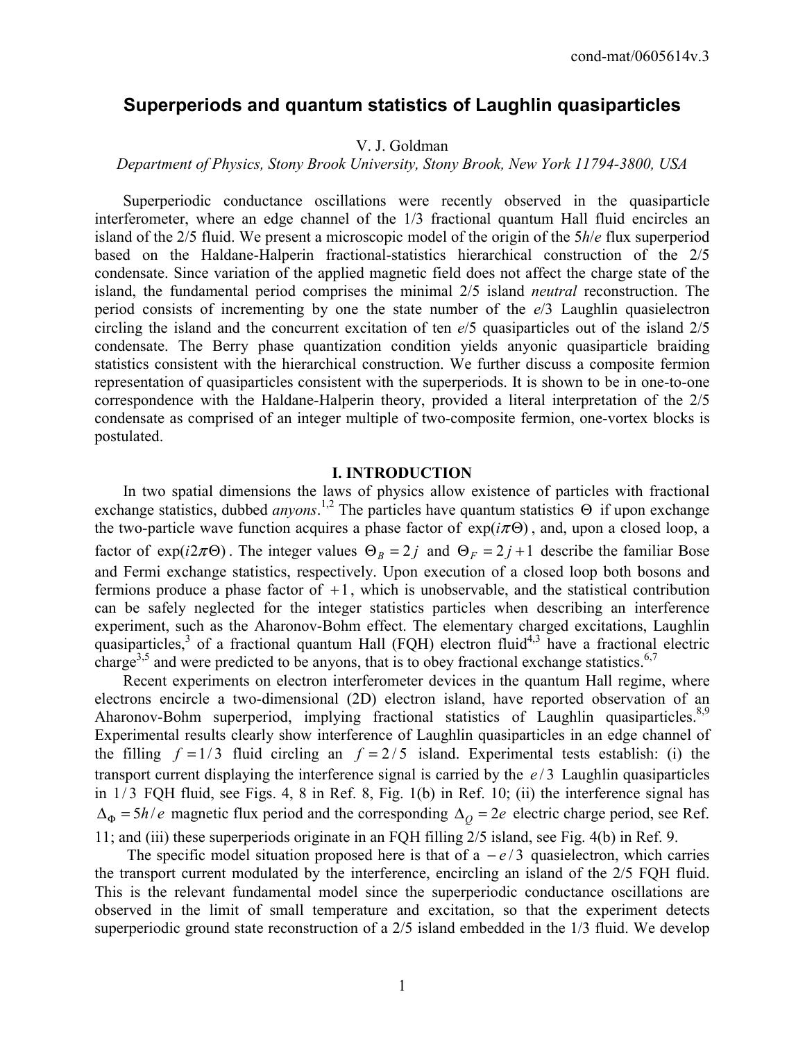# Superperiods and quantum statistics of Laughlin quasiparticles

V. J. Goldman

*Department of Physics, Stony Brook University, Stony Brook, New York 11794-3800, USA*

Superperiodic conductance oscillations were recently observed in the quasiparticle interferometer, where an edge channel of the 1/3 fractional quantum Hall fluid encircles an island of the 2/5 fluid. We present a microscopic model of the origin of the $5h/e$ flux superperiod based on the Haldane-Halperin fractional-statistics hierarchical construction of the 2/5 condensate. Since variation of the applied magnetic field does not affect the charge state of the island, the fundamental period comprises the minimal 2/5 island *neutral* reconstruction. The period consists of incrementing by one the state number of the $e/3$ Laughlin quasielectron circling the island and the concurrent excitation of ten $e/5$ quasiparticles out of the island 2/5 condensate. The Berry phase quantization condition yields anyonic quasiparticle braiding statistics consistent with the hierarchical construction. We further discuss a composite fermion representation of quasiparticles consistent with the superperiods. It is shown to be in one-to-one correspondence with the Haldane-Halperin theory, provided a literal interpretation of the 2/5 condensate as comprised of an integer multiple of two-composite fermion, one-vortex blocks is postulated.

## I. INTRODUCTION

In two spatial dimensions the laws of physics allow existence of particles with fractional exchange statistics, dubbed *anyons*.[1,2] The particles have quantum statistics $\Theta$ if upon exchange the two-particle wave function acquires a phase factor of $\exp(i\pi\Theta)$, and, upon a closed loop, a factor of $\exp(i2\pi\Theta)$. The integer values $\Theta_B = 2j$ and $\Theta_F = 2j+1$ describe the familiar Bose and Fermi exchange statistics, respectively. Upon execution of a closed loop both bosons and fermions produce a phase factor of $+1$, which is unobservable, and the statistical contribution can be safely neglected for the integer statistics particles when describing an interference experiment, such as the Aharonov-Bohm effect. The elementary charged excitations, Laughlin quasiparticles,[3] of a fractional quantum Hall (FQH) electron fluid[4,3] have a fractional electric charge[3,5] and were predicted to be anyons, that is to obey fractional exchange statistics.[6,7]

Recent experiments on electron interferometer devices in the quantum Hall regime, where electrons encircle a two-dimensional (2D) electron island, have reported observation of an Aharonov-Bohm superperiod, implying fractional statistics of Laughlin quasiparticles.[8,9] Experimental results clearly show interference of Laughlin quasiparticles in an edge channel of the filling $f = 1/3$ fluid circling an $f = 2/5$ island. Experimental tests establish: (i) the transport current displaying the interference signal is carried by the $e/3$ Laughlin quasiparticles in $1/3$ FQH fluid, see Figs. 4, 8 in Ref. 8, Fig. 1(b) in Ref. 10; (ii) the interference signal has $\Delta_\Phi = 5h/e$ magnetic flux period and the corresponding $\Delta_Q = 2e$ electric charge period, see Ref. 11; and (iii) these superperiods originate in an FQH filling 2/5 island, see Fig. 4(b) in Ref. 9.

The specific model situation proposed here is that of a $-e/3$ quasielectron, which carries the transport current modulated by the interference, encircling an island of the 2/5 FQH fluid. This is the relevant fundamental model since the superperiodic conductance oscillations are observed in the limit of small temperature and excitation, so that the experiment detects superperiodic ground state reconstruction of a 2/5 island embedded in the 1/3 fluid. We develop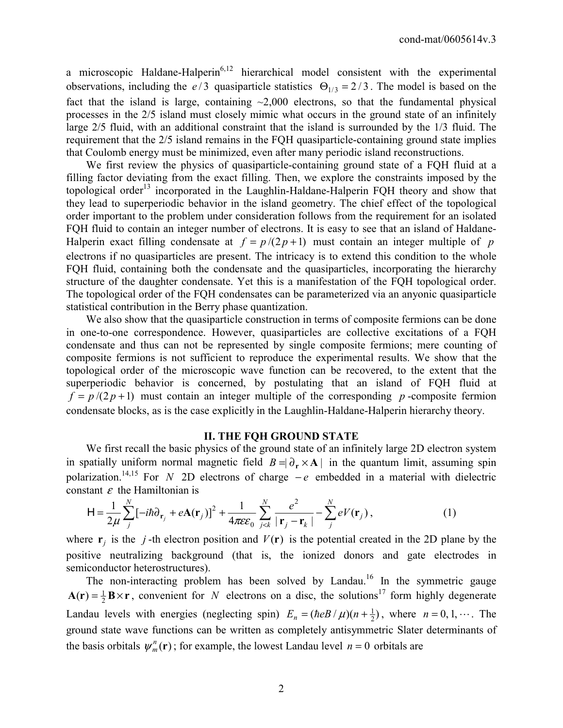a microscopic Haldane-Halperin[6,12] hierarchical model consistent with the experimental observations, including the $e/3$ quasiparticle statistics $\Theta_{1/3} = 2/3$. The model is based on the fact that the island is large, containing ~2,000 electrons, so that the fundamental physical processes in the 2/5 island must closely mimic what occurs in the ground state of an infinitely large 2/5 fluid, with an additional constraint that the island is surrounded by the 1/3 fluid. The requirement that the 2/5 island remains in the FQH quasiparticle-containing ground state implies that Coulomb energy must be minimized, even after many periodic island reconstructions.

We first review the physics of quasiparticle-containing ground state of a FQH fluid at a filling factor deviating from the exact filling. Then, we explore the constraints imposed by the topological order[13] incorporated in the Laughlin-Haldane-Halperin FQH theory and show that they lead to superperiodic behavior in the island geometry. The chief effect of the topological order important to the problem under consideration follows from the requirement for an isolated FQH fluid to contain an integer number of electrons. It is easy to see that an island of Haldane-Halperin exact filling condensate at $f = p/(2p+1)$ must contain an integer multiple of $p$ electrons if no quasiparticles are present. The intricacy is to extend this condition to the whole FQH fluid, containing both the condensate and the quasiparticles, incorporating the hierarchy structure of the daughter condensate. Yet this is a manifestation of the FQH topological order. The topological order of the FQH condensates can be parameterized via an anyonic quasiparticle statistical contribution in the Berry phase quantization.

We also show that the quasiparticle construction in terms of composite fermions can be done in one-to-one correspondence. However, quasiparticles are collective excitations of a FQH condensate and thus can not be represented by single composite fermions; mere counting of composite fermions is not sufficient to reproduce the experimental results. We show that the topological order of the microscopic wave function can be recovered, to the extent that the superperiodic behavior is concerned, by postulating that an island of FQH fluid at $f = p/(2p+1)$ must contain an integer multiple of the corresponding $p$-composite fermion condensate blocks, as is the case explicitly in the Laughlin-Haldane-Halperin hierarchy theory.

## II. THE FQH GROUND STATE

We first recall the basic physics of the ground state of an infinitely large 2D electron system in spatially uniform normal magnetic field $B = |\partial_{\mathbf{r}} \times \mathbf{A}|$ in the quantum limit, assuming spin polarization.[14,15] For $N$ 2D electrons of charge $-e$ embedded in a material with dielectric constant $\varepsilon$ the Hamiltonian is

$$\mathsf{H} = \frac{1}{2\mu}\sum_{j}^{N}[-i\hbar\partial_{\mathbf{r}_j} + e\mathbf{A}(\mathbf{r}_j)]^2 + \frac{1}{4\pi\varepsilon\varepsilon_0}\sum_{j<k}^{N}\frac{e^2}{|\mathbf{r}_j - \mathbf{r}_k|} - \sum_{j}^{N} eV(\mathbf{r}_j)\,, \tag{1}$$

where $\mathbf{r}_j$ is the $j$-th electron position and $V(\mathbf{r})$ is the potential created in the 2D plane by the positive neutralizing background (that is, the ionized donors and gate electrodes in semiconductor heterostructures).

The non-interacting problem has been solved by Landau.[16] In the symmetric gauge $\mathbf{A}(\mathbf{r}) = \frac{1}{2}\mathbf{B}\times\mathbf{r}$, convenient for $N$ electrons on a disc, the solutions[17] form highly degenerate Landau levels with energies (neglecting spin) $E_n = (\hbar eB/\mu)(n + \frac{1}{2})$, where $n = 0, 1, \cdots$. The ground state wave functions can be written as completely antisymmetric Slater determinants of the basis orbitals $\psi_m^n(\mathbf{r})$; for example, the lowest Landau level $n = 0$ orbitals are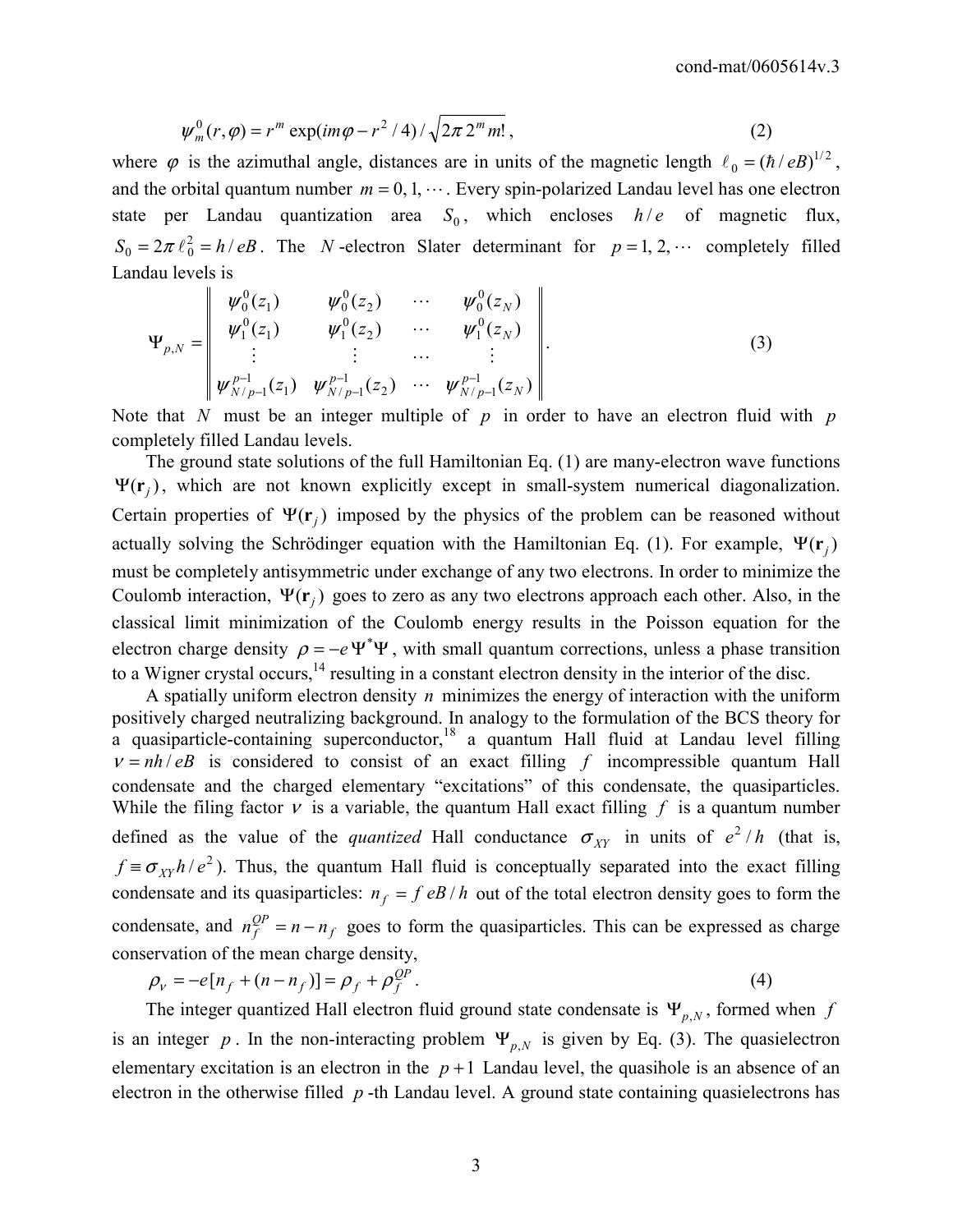$$\psi_m^0(r,\varphi) = r^m \exp(im\varphi - r^2/4)/\sqrt{2\pi\, 2^m m!}\,, \tag{2}$$

where $\varphi$ is the azimuthal angle, distances are in units of the magnetic length $\ell_0 = (\hbar/eB)^{1/2}$, and the orbital quantum number $m = 0, 1, \cdots$. Every spin-polarized Landau level has one electron state per Landau quantization area $S_0$, which encloses $h/e$ of magnetic flux, $S_0 = 2\pi\,\ell_0^2 = h/eB$. The $N$-electron Slater determinant for $p = 1, 2, \cdots$ completely filled Landau levels is

$$\Psi_{p,N} = \left\| \begin{matrix} \psi_0^0(z_1) & \psi_0^0(z_2) & \cdots & \psi_0^0(z_N) \\ \psi_1^0(z_1) & \psi_1^0(z_2) & \cdots & \psi_1^0(z_N) \\ \vdots & \vdots & \cdots & \vdots \\ \psi_{N/p-1}^{p-1}(z_1) & \psi_{N/p-1}^{p-1}(z_2) & \cdots & \psi_{N/p-1}^{p-1}(z_N) \end{matrix} \right\|. \tag{3}$$

Note that $N$ must be an integer multiple of $p$ in order to have an electron fluid with $p$ completely filled Landau levels.

The ground state solutions of the full Hamiltonian Eq. (1) are many-electron wave functions $\Psi(\mathbf{r}_j)$, which are not known explicitly except in small-system numerical diagonalization. Certain properties of $\Psi(\mathbf{r}_j)$ imposed by the physics of the problem can be reasoned without actually solving the Schrödinger equation with the Hamiltonian Eq. (1). For example, $\Psi(\mathbf{r}_j)$ must be completely antisymmetric under exchange of any two electrons. In order to minimize the Coulomb interaction, $\Psi(\mathbf{r}_j)$ goes to zero as any two electrons approach each other. Also, in the classical limit minimization of the Coulomb energy results in the Poisson equation for the electron charge density $\rho = -e\Psi^*\Psi$, with small quantum corrections, unless a phase transition to a Wigner crystal occurs,[14] resulting in a constant electron density in the interior of the disc.

A spatially uniform electron density $n$ minimizes the energy of interaction with the uniform positively charged neutralizing background. In analogy to the formulation of the BCS theory for a quasiparticle-containing superconductor,[18] a quantum Hall fluid at Landau level filling $\nu = nh/eB$ is considered to consist of an exact filling $f$ incompressible quantum Hall condensate and the charged elementary "excitations" of this condensate, the quasiparticles. While the filing factor $\nu$ is a variable, the quantum Hall exact filling $f$ is a quantum number defined as the value of the *quantized* Hall conductance $\sigma_{XY}$ in units of $e^2/h$ (that is, $f \equiv \sigma_{XY} h/e^2$). Thus, the quantum Hall fluid is conceptually separated into the exact filling condensate and its quasiparticles: $n_f = f\,eB/h$ out of the total electron density goes to form the condensate, and $n_f^{QP} = n - n_f$ goes to form the quasiparticles. This can be expressed as charge conservation of the mean charge density,

$$\rho_\nu = -e[n_f + (n - n_f)] = \rho_f + \rho_f^{QP}. \tag{4}$$

The integer quantized Hall electron fluid ground state condensate is $\Psi_{p,N}$, formed when $f$ is an integer $p$. In the non-interacting problem $\Psi_{p,N}$ is given by Eq. (3). The quasielectron elementary excitation is an electron in the $p+1$ Landau level, the quasihole is an absence of an electron in the otherwise filled $p$-th Landau level. A ground state containing quasielectrons has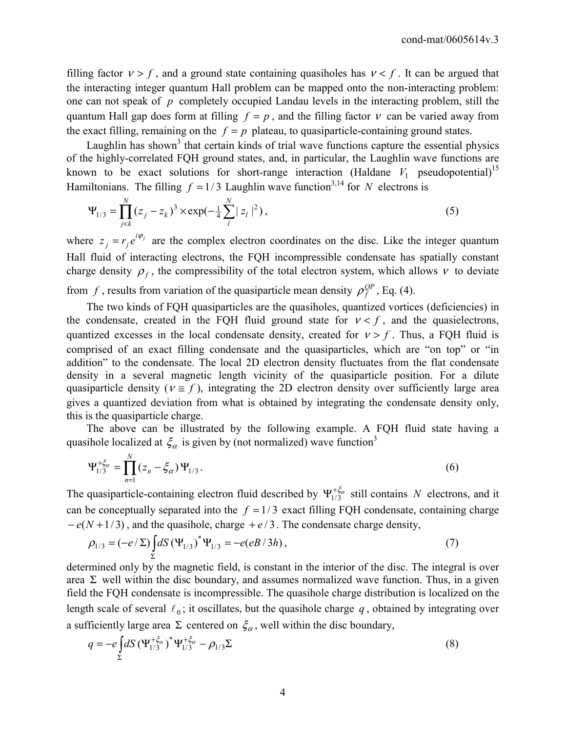filling factor $\nu > f$, and a ground state containing quasiholes has $\nu < f$. It can be argued that the interacting integer quantum Hall problem can be mapped onto the non-interacting problem: one can not speak of $p$ completely occupied Landau levels in the interacting problem, still the quantum Hall gap does form at filling $f = p$, and the filling factor $\nu$ can be varied away from the exact filling, remaining on the $f = p$ plateau, to quasiparticle-containing ground states.

Laughlin has shown[3] that certain kinds of trial wave functions capture the essential physics of the highly-correlated FQH ground states, and, in particular, the Laughlin wave functions are known to be exact solutions for short-range interaction (Haldane $V_1$ pseudopotential)[15] Hamiltonians. The filling $f = 1/3$ Laughlin wave function[3,14] for $N$ electrons is

$$\Psi_{1/3} = \prod_{j<k}^{N} (z_j - z_k)^3 \times \exp(-\tfrac{1}{4}\sum_{l}^{N} |z_l|^2), \tag{5}$$

where $z_j = r_j e^{i\varphi_j}$ are the complex electron coordinates on the disc. Like the integer quantum Hall fluid of interacting electrons, the FQH incompressible condensate has spatially constant charge density $\rho_f$, the compressibility of the total electron system, which allows $\nu$ to deviate from $f$, results from variation of the quasiparticle mean density $\rho_f^{QP}$, Eq. (4).

The two kinds of FQH quasiparticles are the quasiholes, quantized vortices (deficiencies) in the condensate, created in the FQH fluid ground state for $\nu < f$, and the quasielectrons, quantized excesses in the local condensate density, created for $\nu > f$. Thus, a FQH fluid is comprised of an exact filling condensate and the quasiparticles, which are "on top" or "in addition" to the condensate. The local 2D electron density fluctuates from the flat condensate density in a several magnetic length vicinity of the quasiparticle position. For a dilute quasiparticle density ($\nu \cong f$), integrating the 2D electron density over sufficiently large area gives a quantized deviation from what is obtained by integrating the condensate density only, this is the quasiparticle charge.

The above can be illustrated by the following example. A FQH fluid state having a quasihole localized at $\xi_\alpha$ is given by (not normalized) wave function[3]

$$\Psi_{1/3}^{+\xi_\alpha} = \prod_{n=1}^{N} (z_n - \xi_\alpha)\, \Psi_{1/3}. \tag{6}$$

The quasiparticle-containing electron fluid described by $\Psi_{1/3}^{+\xi_\alpha}$ still contains $N$ electrons, and it can be conceptually separated into the $f = 1/3$ exact filling FQH condensate, containing charge $-e(N + 1/3)$, and the quasihole, charge $+e/3$. The condensate charge density,

$$\rho_{1/3} = (-e/\Sigma) \int_{\Sigma} dS\, (\Psi_{1/3})^{*} \Psi_{1/3} = -e(eB/3h), \tag{7}$$

determined only by the magnetic field, is constant in the interior of the disc. The integral is over area $\Sigma$ well within the disc boundary, and assumes normalized wave function. Thus, in a given field the FQH condensate is incompressible. The quasihole charge distribution is localized on the length scale of several $\ell_0$; it oscillates, but the quasihole charge $q$, obtained by integrating over a sufficiently large area $\Sigma$ centered on $\xi_\alpha$, well within the disc boundary,

$$q = -e \int_{\Sigma} dS\, (\Psi_{1/3}^{+\xi_\alpha})^{*} \Psi_{1/3}^{+\xi_\alpha} - \rho_{1/3}\Sigma \tag{8}$$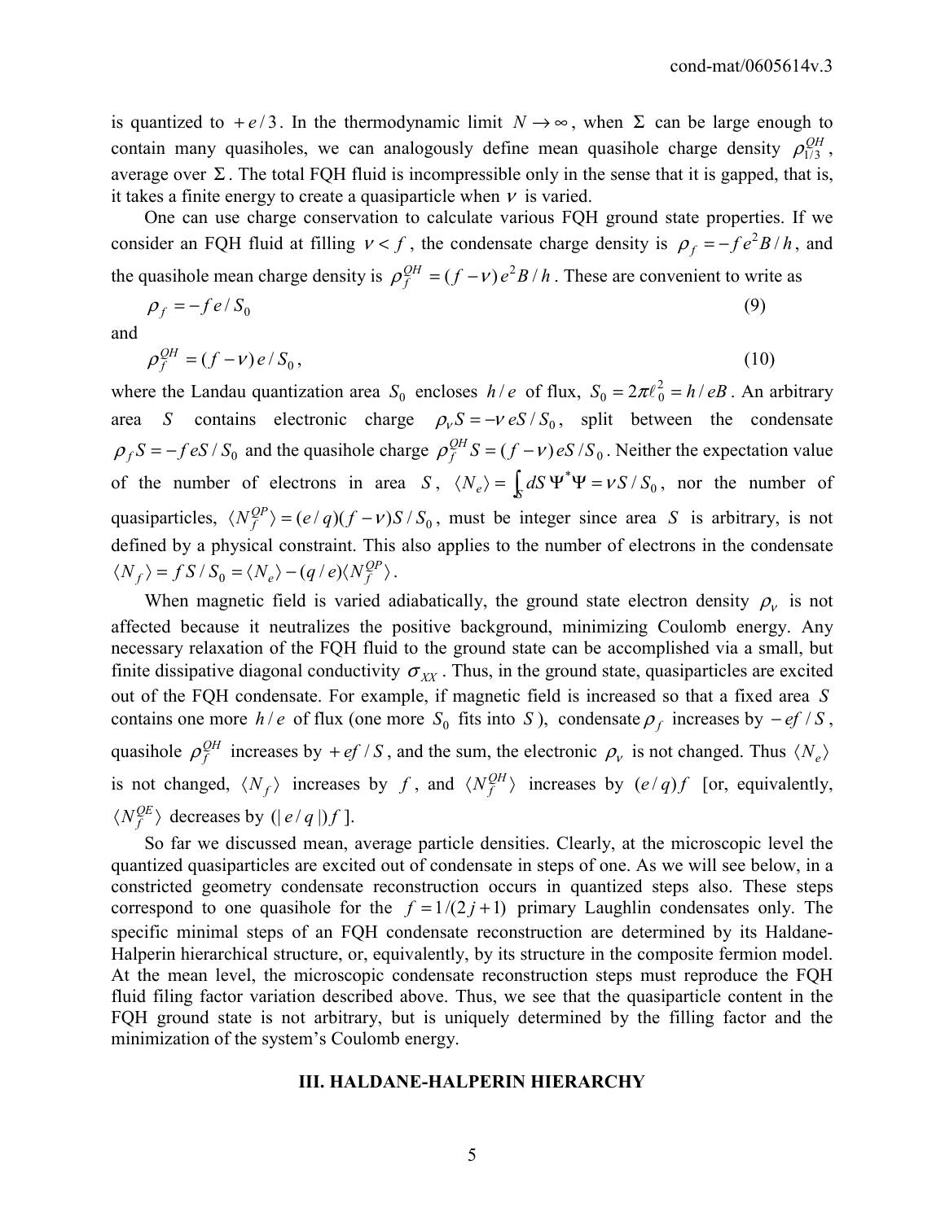is quantized to $+e/3$. In the thermodynamic limit $N \to \infty$, when $\Sigma$ can be large enough to contain many quasiholes, we can analogously define mean quasihole charge density $\rho_{1/3}^{QH}$, average over $\Sigma$. The total FQH fluid is incompressible only in the sense that it is gapped, that is, it takes a finite energy to create a quasiparticle when $\nu$ is varied.

One can use charge conservation to calculate various FQH ground state properties. If we consider an FQH fluid at filling $\nu < f$, the condensate charge density is $\rho_f = -f e^2 B/h$, and the quasihole mean charge density is $\rho_f^{QH} = (f-\nu) e^2 B/h$. These are convenient to write as

$$\rho_f = -f e / S_0 \tag{9}$$

and

$$\rho_f^{QH} = (f-\nu) e / S_0 , \tag{10}$$

where the Landau quantization area $S_0$ encloses $h/e$ of flux, $S_0 = 2\pi \ell_0^2 = h/eB$. An arbitrary area $S$ contains electronic charge $\rho_\nu S = -\nu eS/S_0$, split between the condensate $\rho_f S = -f eS/S_0$ and the quasihole charge $\rho_f^{QH} S = (f-\nu) eS/S_0$. Neither the expectation value of the number of electrons in area $S$, $\langle N_e \rangle = \int_S dS\, \Psi^* \Psi = \nu S/S_0$, nor the number of quasiparticles, $\langle N_f^{QP} \rangle = (e/q)(f-\nu) S/S_0$, must be integer since area $S$ is arbitrary, is not defined by a physical constraint. This also applies to the number of electrons in the condensate $\langle N_f \rangle = f S/S_0 = \langle N_e \rangle - (q/e) \langle N_f^{QP} \rangle$.

When magnetic field is varied adiabatically, the ground state electron density $\rho_\nu$ is not affected because it neutralizes the positive background, minimizing Coulomb energy. Any necessary relaxation of the FQH fluid to the ground state can be accomplished via a small, but finite dissipative diagonal conductivity $\sigma_{XX}$. Thus, in the ground state, quasiparticles are excited out of the FQH condensate. For example, if magnetic field is increased so that a fixed area $S$ contains one more $h/e$ of flux (one more $S_0$ fits into $S$), condensate $\rho_f$ increases by $-ef/S$, quasihole $\rho_f^{QH}$ increases by $+ef/S$, and the sum, the electronic $\rho_\nu$ is not changed. Thus $\langle N_e \rangle$ is not changed, $\langle N_f \rangle$ increases by $f$, and $\langle N_f^{QH} \rangle$ increases by $(e/q)f$ [or, equivalently, $\langle N_f^{QE} \rangle$ decreases by $(|e/q|)f$ ].

So far we discussed mean, average particle densities. Clearly, at the microscopic level the quantized quasiparticles are excited out of condensate in steps of one. As we will see below, in a constricted geometry condensate reconstruction occurs in quantized steps also. These steps correspond to one quasihole for the $f = 1/(2j+1)$ primary Laughlin condensates only. The specific minimal steps of an FQH condensate reconstruction are determined by its Haldane-Halperin hierarchical structure, or, equivalently, by its structure in the composite fermion model. At the mean level, the microscopic condensate reconstruction steps must reproduce the FQH fluid filing factor variation described above. Thus, we see that the quasiparticle content in the FQH ground state is not arbitrary, but is uniquely determined by the filling factor and the minimization of the system's Coulomb energy.

## III. HALDANE-HALPERIN HIERARCHY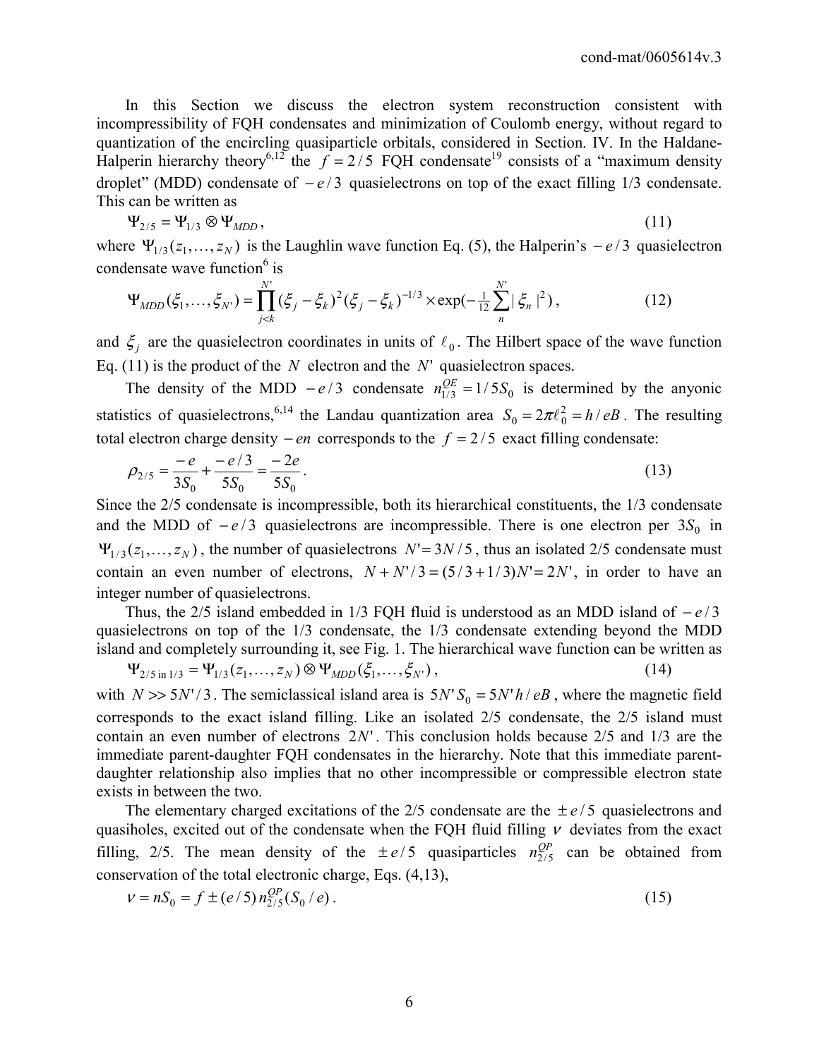In this Section we discuss the electron system reconstruction consistent with incompressibility of FQH condensates and minimization of Coulomb energy, without regard to quantization of the encircling quasiparticle orbitals, considered in Section. IV. In the Haldane-Halperin hierarchy theory[6,12] the $f = 2/5$ FQH condensate[19] consists of a "maximum density droplet" (MDD) condensate of $-e/3$ quasielectrons on top of the exact filling 1/3 condensate. This can be written as

$$\Psi_{2/5} = \Psi_{1/3} \otimes \Psi_{MDD}, \tag{11}$$

where $\Psi_{1/3}(z_1, \ldots, z_N)$ is the Laughlin wave function Eq. (5), the Halperin's $-e/3$ quasielectron condensate wave function[6] is

$$\Psi_{MDD}(\xi_1, \ldots, \xi_{N'}) = \prod_{j<k}^{N'} (\xi_j - \xi_k)^2 (\xi_j - \xi_k)^{-1/3} \times \exp(-\tfrac{1}{12} \sum_n^{N'} |\xi_n|^2), \tag{12}$$

and $\xi_j$ are the quasielectron coordinates in units of $\ell_0$. The Hilbert space of the wave function Eq. (11) is the product of the $N$ electron and the $N'$ quasielectron spaces.

The density of the MDD $-e/3$ condensate $n_{1/3}^{QE} = 1/5S_0$ is determined by the anyonic statistics of quasielectrons,[6,14] the Landau quantization area $S_0 = 2\pi\ell_0^2 = h/eB$. The resulting total electron charge density $-en$ corresponds to the $f = 2/5$ exact filling condensate:

$$\rho_{2/5} = \frac{-e}{3S_0} + \frac{-e/3}{5S_0} = \frac{-2e}{5S_0}. \tag{13}$$

Since the 2/5 condensate is incompressible, both its hierarchical constituents, the 1/3 condensate and the MDD of $-e/3$ quasielectrons are incompressible. There is one electron per $3S_0$ in $\Psi_{1/3}(z_1, \ldots, z_N)$, the number of quasielectrons $N' = 3N/5$, thus an isolated 2/5 condensate must contain an even number of electrons, $N + N'/3 = (5/3 + 1/3)N' = 2N'$, in order to have an integer number of quasielectrons.

Thus, the 2/5 island embedded in 1/3 FQH fluid is understood as an MDD island of $-e/3$ quasielectrons on top of the 1/3 condensate, the 1/3 condensate extending beyond the MDD island and completely surrounding it, see Fig. 1. The hierarchical wave function can be written as

$$\Psi_{2/5 \text{ in } 1/3} = \Psi_{1/3}(z_1, \ldots, z_N) \otimes \Psi_{MDD}(\xi_1, \ldots, \xi_{N'}), \tag{14}$$

with $N >> 5N'/3$. The semiclassical island area is $5N'S_0 = 5N'h/eB$, where the magnetic field corresponds to the exact island filling. Like an isolated 2/5 condensate, the 2/5 island must contain an even number of electrons $2N'$. This conclusion holds because 2/5 and 1/3 are the immediate parent-daughter FQH condensates in the hierarchy. Note that this immediate parent-daughter relationship also implies that no other incompressible or compressible electron state exists in between the two.

The elementary charged excitations of the 2/5 condensate are the $\pm e/5$ quasielectrons and quasiholes, excited out of the condensate when the FQH fluid filling $\nu$ deviates from the exact filling, 2/5. The mean density of the $\pm e/5$ quasiparticles $n_{2/5}^{QP}$ can be obtained from conservation of the total electronic charge, Eqs. (4,13),

$$\nu = nS_0 = f \pm (e/5)\, n_{2/5}^{QP} (S_0/e). \tag{15}$$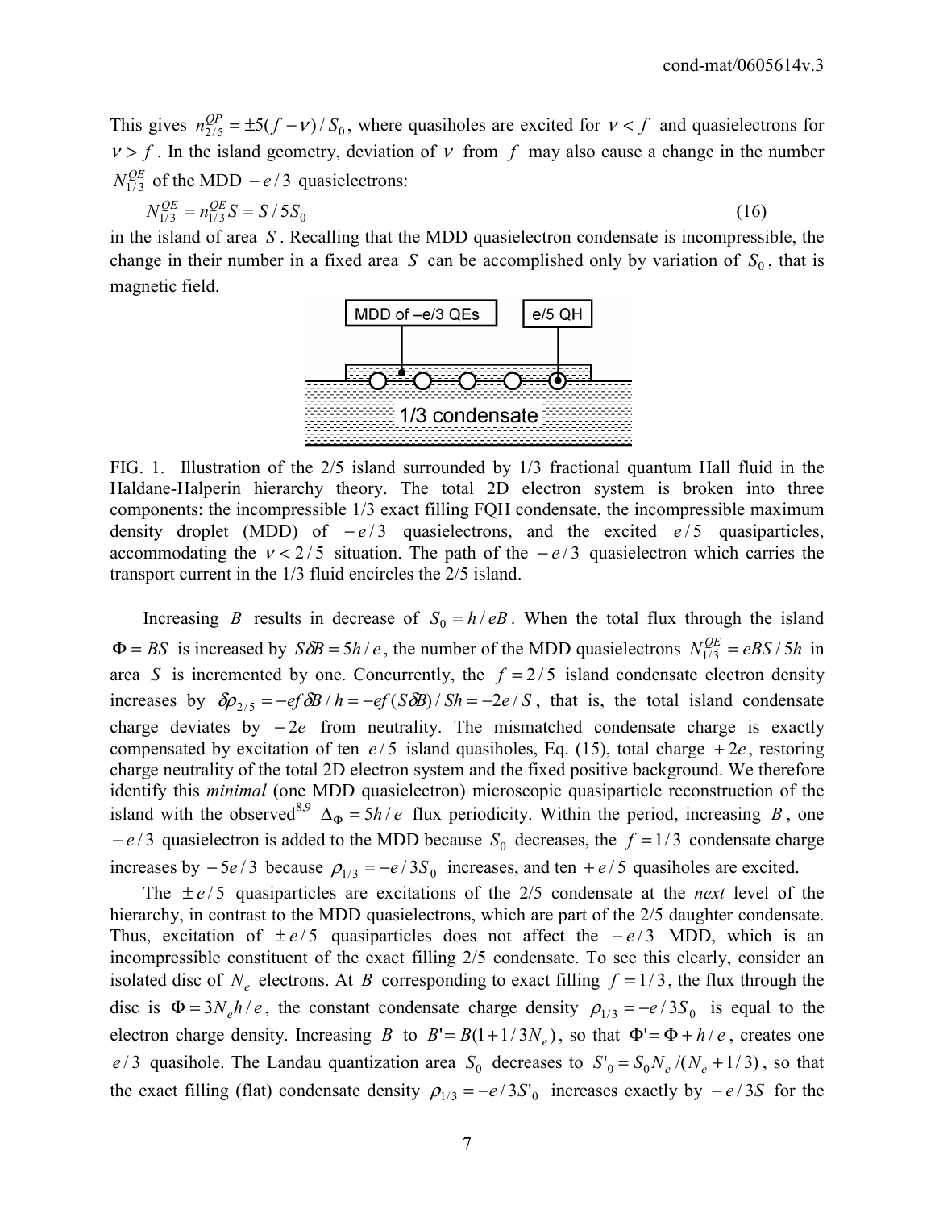This gives $n_{2/5}^{QP} = \pm 5(f - \nu)/S_0$, where quasiholes are excited for $\nu < f$ and quasielectrons for $\nu > f$. In the island geometry, deviation of $\nu$ from $f$ may also cause a change in the number $N_{1/3}^{QE}$ of the MDD $-e/3$ quasielectrons:

$$N_{1/3}^{QE} = n_{1/3}^{QE} S = S / 5S_0 \tag{16}$$

in the island of area $S$. Recalling that the MDD quasielectron condensate is incompressible, the change in their number in a fixed area $S$ can be accomplished only by variation of $S_0$, that is magnetic field.

FIG. 1. Illustration of the 2/5 island surrounded by 1/3 fractional quantum Hall fluid in the Haldane-Halperin hierarchy theory. The total 2D electron system is broken into three components: the incompressible 1/3 exact filling FQH condensate, the incompressible maximum density droplet (MDD) of $-e/3$ quasielectrons, and the excited $e/5$ quasiparticles, accommodating the $\nu < 2/5$ situation. The path of the $-e/3$ quasielectron which carries the transport current in the 1/3 fluid encircles the 2/5 island.

Increasing $B$ results in decrease of $S_0 = h/eB$. When the total flux through the island $\Phi = BS$ is increased by $S\delta B = 5h/e$, the number of the MDD quasielectrons $N_{1/3}^{QE} = eBS/5h$ in area $S$ is incremented by one. Concurrently, the $f = 2/5$ island condensate electron density increases by $\delta\rho_{2/5} = -ef\delta B/h = -ef(S\delta B)/Sh = -2e/S$, that is, the total island condensate charge deviates by $-2e$ from neutrality. The mismatched condensate charge is exactly compensated by excitation of ten $e/5$ island quasiholes, Eq. (15), total charge $+2e$, restoring charge neutrality of the total 2D electron system and the fixed positive background. We therefore identify this *minimal* (one MDD quasielectron) microscopic quasiparticle reconstruction of the island with the observed[8,9] $\Delta_\Phi = 5h/e$ flux periodicity. Within the period, increasing $B$, one $-e/3$ quasielectron is added to the MDD because $S_0$ decreases, the $f = 1/3$ condensate charge increases by $-5e/3$ because $\rho_{1/3} = -e/3S_0$ increases, and ten $+e/5$ quasiholes are excited.

The $\pm e/5$ quasiparticles are excitations of the 2/5 condensate at the *next* level of the hierarchy, in contrast to the MDD quasielectrons, which are part of the 2/5 daughter condensate. Thus, excitation of $\pm e/5$ quasiparticles does not affect the $-e/3$ MDD, which is an incompressible constituent of the exact filling 2/5 condensate. To see this clearly, consider an isolated disc of $N_e$ electrons. At $B$ corresponding to exact filling $f = 1/3$, the flux through the disc is $\Phi = 3N_e h/e$, the constant condensate charge density $\rho_{1/3} = -e/3S_0$ is equal to the electron charge density. Increasing $B$ to $B' = B(1 + 1/3N_e)$, so that $\Phi' = \Phi + h/e$, creates one $e/3$ quasihole. The Landau quantization area $S_0$ decreases to $S'_0 = S_0 N_e/(N_e + 1/3)$, so that the exact filling (flat) condensate density $\rho_{1/3} = -e/3S'_0$ increases exactly by $-e/3S$ for the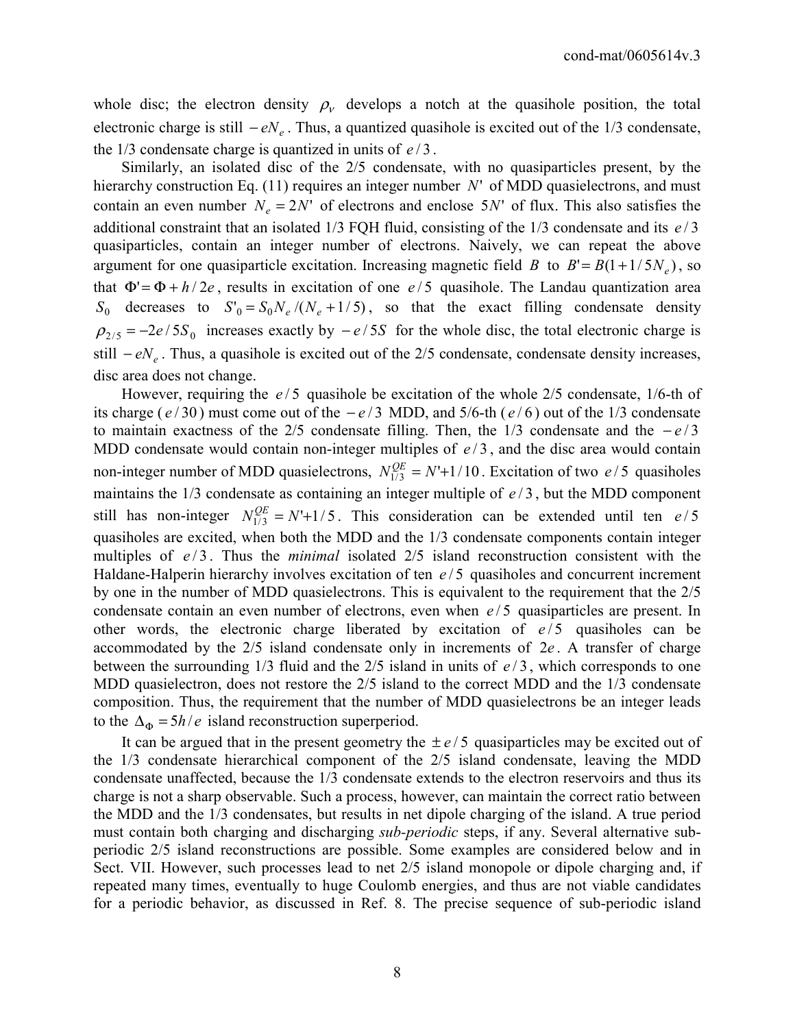whole disc; the electron density $\rho_V$ develops a notch at the quasihole position, the total electronic charge is still $-eN_e$. Thus, a quantized quasihole is excited out of the 1/3 condensate, the 1/3 condensate charge is quantized in units of $e/3$.

Similarly, an isolated disc of the 2/5 condensate, with no quasiparticles present, by the hierarchy construction Eq. (11) requires an integer number $N'$ of MDD quasielectrons, and must contain an even number $N_e = 2N'$ of electrons and enclose $5N'$ of flux. This also satisfies the additional constraint that an isolated 1/3 FQH fluid, consisting of the 1/3 condensate and its $e/3$ quasiparticles, contain an integer number of electrons. Naively, we can repeat the above argument for one quasiparticle excitation. Increasing magnetic field $B$ to $B' = B(1+1/5N_e)$, so that $\Phi' = \Phi + h/2e$, results in excitation of one $e/5$ quasihole. The Landau quantization area $S_0$ decreases to $S'_0 = S_0 N_e/(N_e + 1/5)$, so that the exact filling condensate density $\rho_{2/5} = -2e/5S_0$ increases exactly by $-e/5S$ for the whole disc, the total electronic charge is still $-eN_e$. Thus, a quasihole is excited out of the 2/5 condensate, condensate density increases, disc area does not change.

However, requiring the $e/5$ quasihole be excitation of the whole 2/5 condensate, 1/6-th of its charge ($e/30$) must come out of the $-e/3$ MDD, and 5/6-th ($e/6$) out of the 1/3 condensate to maintain exactness of the 2/5 condensate filling. Then, the 1/3 condensate and the $-e/3$ MDD condensate would contain non-integer multiples of $e/3$, and the disc area would contain non-integer number of MDD quasielectrons, $N^{QE}_{1/3} = N' + 1/10$. Excitation of two $e/5$ quasiholes maintains the 1/3 condensate as containing an integer multiple of $e/3$, but the MDD component still has non-integer $N^{QE}_{1/3} = N' + 1/5$. This consideration can be extended until ten $e/5$ quasiholes are excited, when both the MDD and the 1/3 condensate components contain integer multiples of $e/3$. Thus the *minimal* isolated 2/5 island reconstruction consistent with the Haldane-Halperin hierarchy involves excitation of ten $e/5$ quasiholes and concurrent increment by one in the number of MDD quasielectrons. This is equivalent to the requirement that the 2/5 condensate contain an even number of electrons, even when $e/5$ quasiparticles are present. In other words, the electronic charge liberated by excitation of $e/5$ quasiholes can be accommodated by the 2/5 island condensate only in increments of $2e$. A transfer of charge between the surrounding 1/3 fluid and the 2/5 island in units of $e/3$, which corresponds to one MDD quasielectron, does not restore the 2/5 island to the correct MDD and the 1/3 condensate composition. Thus, the requirement that the number of MDD quasielectrons be an integer leads to the $\Delta_\Phi = 5h/e$ island reconstruction superperiod.

It can be argued that in the present geometry the $\pm e/5$ quasiparticles may be excited out of the 1/3 condensate hierarchical component of the 2/5 island condensate, leaving the MDD condensate unaffected, because the 1/3 condensate extends to the electron reservoirs and thus its charge is not a sharp observable. Such a process, however, can maintain the correct ratio between the MDD and the 1/3 condensates, but results in net dipole charging of the island. A true period must contain both charging and discharging *sub-periodic* steps, if any. Several alternative sub-periodic 2/5 island reconstructions are possible. Some examples are considered below and in Sect. VII. However, such processes lead to net 2/5 island monopole or dipole charging and, if repeated many times, eventually to huge Coulomb energies, and thus are not viable candidates for a periodic behavior, as discussed in Ref. 8. The precise sequence of sub-periodic island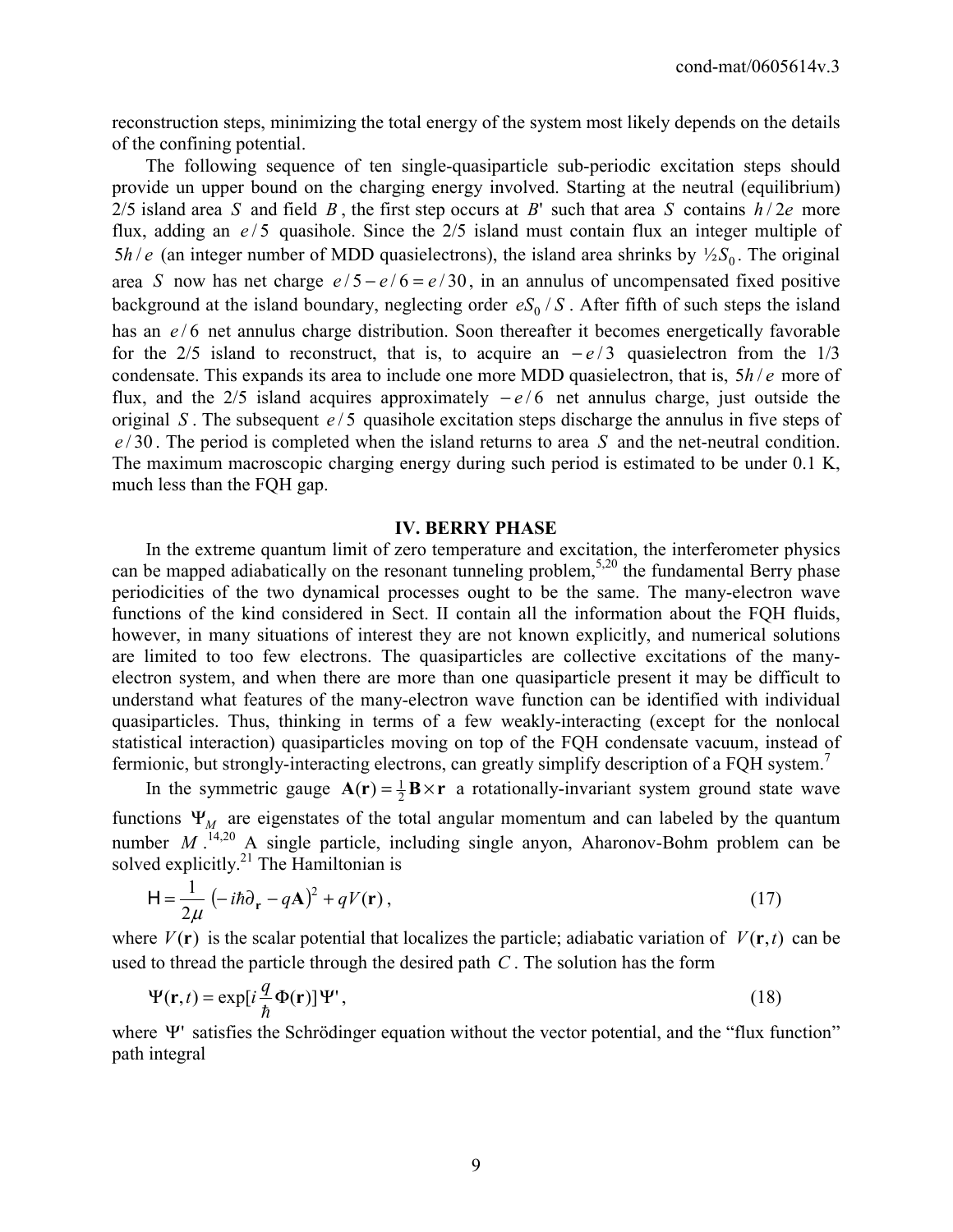reconstruction steps, minimizing the total energy of the system most likely depends on the details of the confining potential.

The following sequence of ten single-quasiparticle sub-periodic excitation steps should provide un upper bound on the charging energy involved. Starting at the neutral (equilibrium) 2/5 island area $S$ and field $B$, the first step occurs at $B'$ such that area $S$ contains $h/2e$ more flux, adding an $e/5$ quasihole. Since the 2/5 island must contain flux an integer multiple of $5h/e$ (an integer number of MDD quasielectrons), the island area shrinks by $\frac{1}{2}S_0$. The original area $S$ now has net charge $e/5 - e/6 = e/30$, in an annulus of uncompensated fixed positive background at the island boundary, neglecting order $eS_0/S$. After fifth of such steps the island has an $e/6$ net annulus charge distribution. Soon thereafter it becomes energetically favorable for the 2/5 island to reconstruct, that is, to acquire an $-e/3$ quasielectron from the 1/3 condensate. This expands its area to include one more MDD quasielectron, that is, $5h/e$ more of flux, and the 2/5 island acquires approximately $-e/6$ net annulus charge, just outside the original $S$. The subsequent $e/5$ quasihole excitation steps discharge the annulus in five steps of $e/30$. The period is completed when the island returns to area $S$ and the net-neutral condition. The maximum macroscopic charging energy during such period is estimated to be under 0.1 K, much less than the FQH gap.

## IV. BERRY PHASE

In the extreme quantum limit of zero temperature and excitation, the interferometer physics can be mapped adiabatically on the resonant tunneling problem,[5,20] the fundamental Berry phase periodicities of the two dynamical processes ought to be the same. The many-electron wave functions of the kind considered in Sect. II contain all the information about the FQH fluids, however, in many situations of interest they are not known explicitly, and numerical solutions are limited to too few electrons. The quasiparticles are collective excitations of the many-electron system, and when there are more than one quasiparticle present it may be difficult to understand what features of the many-electron wave function can be identified with individual quasiparticles. Thus, thinking in terms of a few weakly-interacting (except for the nonlocal statistical interaction) quasiparticles moving on top of the FQH condensate vacuum, instead of fermionic, but strongly-interacting electrons, can greatly simplify description of a FQH system.[7]

In the symmetric gauge $\mathbf{A}(\mathbf{r}) = \frac{1}{2}\mathbf{B}\times\mathbf{r}$ a rotationally-invariant system ground state wave functions $\Psi_M$ are eigenstates of the total angular momentum and can labeled by the quantum number $M$.[14,20] A single particle, including single anyon, Aharonov-Bohm problem can be solved explicitly.[21] The Hamiltonian is

$$\mathsf{H} = \frac{1}{2\mu}\left(-i\hbar\partial_{\mathbf{r}} - q\mathbf{A}\right)^2 + qV(\mathbf{r}), \tag{17}$$

where $V(\mathbf{r})$ is the scalar potential that localizes the particle; adiabatic variation of $V(\mathbf{r},t)$ can be used to thread the particle through the desired path $C$. The solution has the form

$$\Psi(\mathbf{r},t) = \exp[i\frac{q}{\hbar}\Phi(\mathbf{r})]\Psi', \tag{18}$$

where $\Psi'$ satisfies the Schrödinger equation without the vector potential, and the "flux function" path integral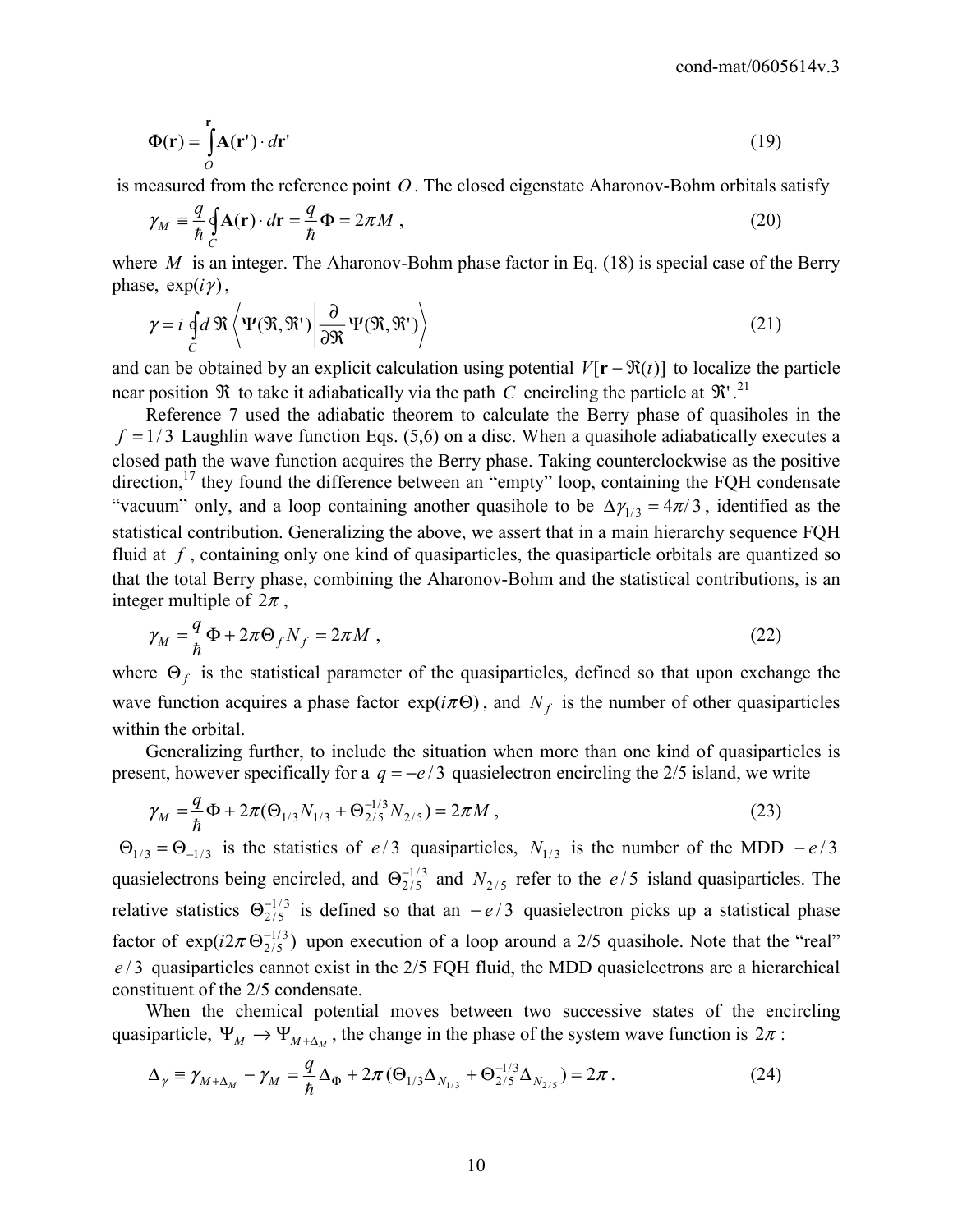$$\Phi(\mathbf{r}) = \int_O^{\mathbf{r}} \mathbf{A}(\mathbf{r}') \cdot d\mathbf{r}' \tag{19}$$

is measured from the reference point $O$. The closed eigenstate Aharonov-Bohm orbitals satisfy

$$\gamma_M \equiv \frac{q}{\hbar} \oint_C \mathbf{A}(\mathbf{r}) \cdot d\mathbf{r} = \frac{q}{\hbar} \Phi = 2\pi M \ , \tag{20}$$

where $M$ is an integer. The Aharonov-Bohm phase factor in Eq. (18) is special case of the Berry phase, $\exp(i\gamma)$,

$$\gamma = i \oint_C d\,\Re \left\langle \Psi(\Re, \Re') \middle| \frac{\partial}{\partial \Re} \Psi(\Re, \Re') \right\rangle \tag{21}$$

and can be obtained by an explicit calculation using potential $V[\mathbf{r} - \Re(t)]$ to localize the particle near position $\Re$ to take it adiabatically via the path $C$ encircling the particle at $\Re'$.[21]

Reference 7 used the adiabatic theorem to calculate the Berry phase of quasiholes in the $f = 1/3$ Laughlin wave function Eqs. (5,6) on a disc. When a quasihole adiabatically executes a closed path the wave function acquires the Berry phase. Taking counterclockwise as the positive direction,[17] they found the difference between an "empty" loop, containing the FQH condensate "vacuum" only, and a loop containing another quasihole to be $\Delta\gamma_{1/3} = 4\pi/3$, identified as the statistical contribution. Generalizing the above, we assert that in a main hierarchy sequence FQH fluid at $f$, containing only one kind of quasiparticles, the quasiparticle orbitals are quantized so that the total Berry phase, combining the Aharonov-Bohm and the statistical contributions, is an integer multiple of $2\pi$,

$$\gamma_M = \frac{q}{\hbar} \Phi + 2\pi \Theta_f N_f = 2\pi M \ , \tag{22}$$

where $\Theta_f$ is the statistical parameter of the quasiparticles, defined so that upon exchange the wave function acquires a phase factor $\exp(i\pi\Theta)$, and $N_f$ is the number of other quasiparticles within the orbital.

Generalizing further, to include the situation when more than one kind of quasiparticles is present, however specifically for a $q = -e/3$ quasielectron encircling the 2/5 island, we write

$$\gamma_M = \frac{q}{\hbar} \Phi + 2\pi (\Theta_{1/3} N_{1/3} + \Theta_{2/5}^{-1/3} N_{2/5}) = 2\pi M \ , \tag{23}$$

$\Theta_{1/3} = \Theta_{-1/3}$ is the statistics of $e/3$ quasiparticles, $N_{1/3}$ is the number of the MDD $-e/3$ quasielectrons being encircled, and $\Theta_{2/5}^{-1/3}$ and $N_{2/5}$ refer to the $e/5$ island quasiparticles. The relative statistics $\Theta_{2/5}^{-1/3}$ is defined so that an $-e/3$ quasielectron picks up a statistical phase factor of $\exp(i2\pi\Theta_{2/5}^{-1/3})$ upon execution of a loop around a 2/5 quasihole. Note that the "real" $e/3$ quasiparticles cannot exist in the 2/5 FQH fluid, the MDD quasielectrons are a hierarchical constituent of the 2/5 condensate.

When the chemical potential moves between two successive states of the encircling quasiparticle, $\Psi_M \to \Psi_{M+\Delta_M}$, the change in the phase of the system wave function is $2\pi$:

$$\Delta_\gamma \equiv \gamma_{M+\Delta_M} - \gamma_M = \frac{q}{\hbar} \Delta_\Phi + 2\pi (\Theta_{1/3} \Delta_{N_{1/3}} + \Theta_{2/5}^{-1/3} \Delta_{N_{2/5}}) = 2\pi \ . \tag{24}$$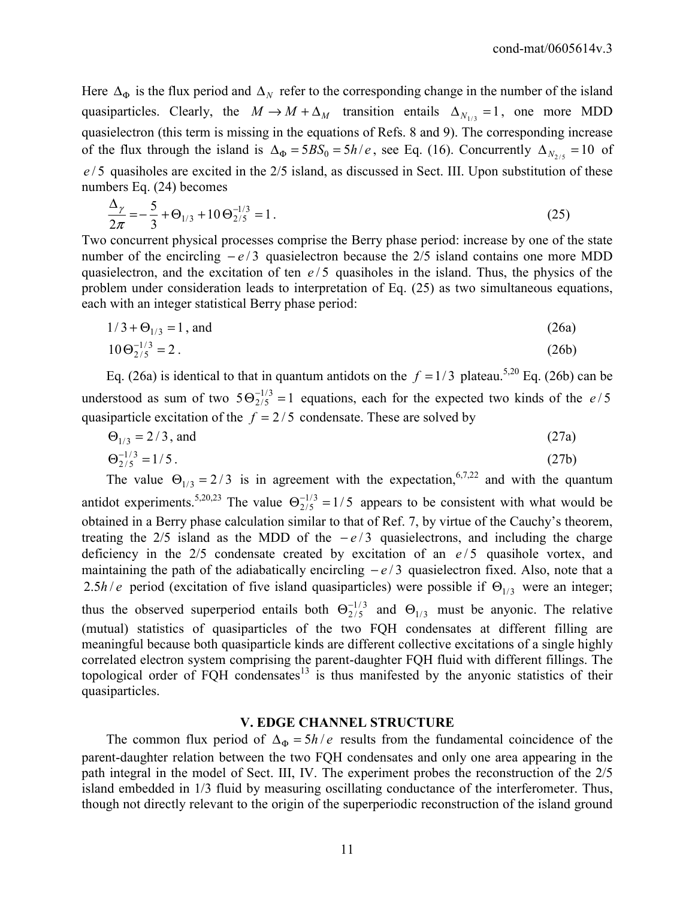Here $\Delta_\Phi$ is the flux period and $\Delta_N$ refer to the corresponding change in the number of the island quasiparticles. Clearly, the $M \to M + \Delta_M$ transition entails $\Delta_{N_{1/3}} = 1$, one more MDD quasielectron (this term is missing in the equations of Refs. 8 and 9). The corresponding increase of the flux through the island is $\Delta_\Phi = 5BS_0 = 5h/e$, see Eq. (16). Concurrently $\Delta_{N_{2/5}} = 10$ of $e/5$ quasiholes are excited in the 2/5 island, as discussed in Sect. III. Upon substitution of these numbers Eq. (24) becomes

$$\frac{\Delta_\gamma}{2\pi} = -\frac{5}{3} + \Theta_{1/3} + 10\,\Theta_{2/5}^{-1/3} = 1\,. \tag{25}$$

Two concurrent physical processes comprise the Berry phase period: increase by one of the state number of the encircling $-e/3$ quasielectron because the 2/5 island contains one more MDD quasielectron, and the excitation of ten $e/5$ quasiholes in the island. Thus, the physics of the problem under consideration leads to interpretation of Eq. (25) as two simultaneous equations, each with an integer statistical Berry phase period:

$$1/3 + \Theta_{1/3} = 1\text{, and} \tag{26a}$$

$$10\,\Theta_{2/5}^{-1/3} = 2\,. \tag{26b}$$

Eq. (26a) is identical to that in quantum antidots on the $f = 1/3$ plateau.[5,20] Eq. (26b) can be understood as sum of two $5\,\Theta_{2/5}^{-1/3} = 1$ equations, each for the expected two kinds of the $e/5$ quasiparticle excitation of the $f = 2/5$ condensate. These are solved by

$$\Theta_{1/3} = 2/3\text{, and} \tag{27a}$$

$$\Theta_{2/5}^{-1/3} = 1/5\,. \tag{27b}$$

The value $\Theta_{1/3} = 2/3$ is in agreement with the expectation,[6,7,22] and with the quantum antidot experiments.[5,20,23] The value $\Theta_{2/5}^{-1/3} = 1/5$ appears to be consistent with what would be obtained in a Berry phase calculation similar to that of Ref. 7, by virtue of the Cauchy's theorem, treating the 2/5 island as the MDD of the $-e/3$ quasielectrons, and including the charge deficiency in the 2/5 condensate created by excitation of an $e/5$ quasihole vortex, and maintaining the path of the adiabatically encircling $-e/3$ quasielectron fixed. Also, note that a $2.5h/e$ period (excitation of five island quasiparticles) were possible if $\Theta_{1/3}$ were an integer; thus the observed superperiod entails both $\Theta_{2/5}^{-1/3}$ and $\Theta_{1/3}$ must be anyonic. The relative (mutual) statistics of quasiparticles of the two FQH condensates at different filling are meaningful because both quasiparticle kinds are different collective excitations of a single highly correlated electron system comprising the parent-daughter FQH fluid with different fillings. The topological order of FQH condensates[13] is thus manifested by the anyonic statistics of their quasiparticles.

## V. EDGE CHANNEL STRUCTURE

The common flux period of $\Delta_\Phi = 5h/e$ results from the fundamental coincidence of the parent-daughter relation between the two FQH condensates and only one area appearing in the path integral in the model of Sect. III, IV. The experiment probes the reconstruction of the 2/5 island embedded in 1/3 fluid by measuring oscillating conductance of the interferometer. Thus, though not directly relevant to the origin of the superperiodic reconstruction of the island ground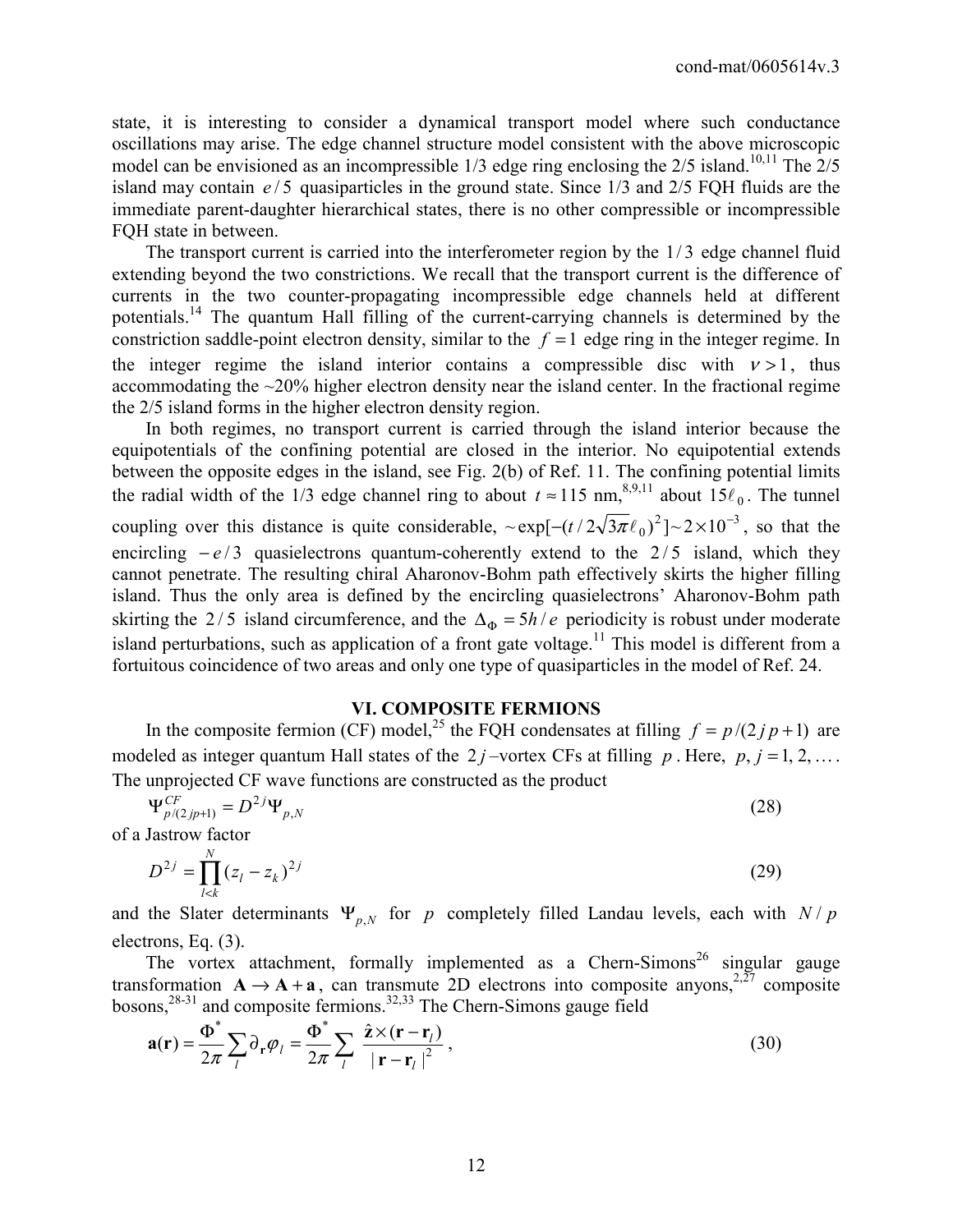state, it is interesting to consider a dynamical transport model where such conductance oscillations may arise. The edge channel structure model consistent with the above microscopic model can be envisioned as an incompressible 1/3 edge ring enclosing the 2/5 island.[10,11] The 2/5 island may contain $e/5$ quasiparticles in the ground state. Since 1/3 and 2/5 FQH fluids are the immediate parent-daughter hierarchical states, there is no other compressible or incompressible FQH state in between.

The transport current is carried into the interferometer region by the $1/3$ edge channel fluid extending beyond the two constrictions. We recall that the transport current is the difference of currents in the two counter-propagating incompressible edge channels held at different potentials.[14] The quantum Hall filling of the current-carrying channels is determined by the constriction saddle-point electron density, similar to the $f=1$ edge ring in the integer regime. In the integer regime the island interior contains a compressible disc with $\nu > 1$, thus accommodating the ~20% higher electron density near the island center. In the fractional regime the 2/5 island forms in the higher electron density region.

In both regimes, no transport current is carried through the island interior because the equipotentials of the confining potential are closed in the interior. No equipotential extends between the opposite edges in the island, see Fig. 2(b) of Ref. 11. The confining potential limits the radial width of the 1/3 edge channel ring to about $t \approx 115$ nm,[8,9,11] about $15\ell_0$. The tunnel coupling over this distance is quite considerable, $\sim \exp[-(t/2\sqrt{3\pi}\ell_0)^2] \sim 2\times 10^{-3}$, so that the encircling $-e/3$ quasielectrons quantum-coherently extend to the $2/5$ island, which they cannot penetrate. The resulting chiral Aharonov-Bohm path effectively skirts the higher filling island. Thus the only area is defined by the encircling quasielectrons' Aharonov-Bohm path skirting the $2/5$ island circumference, and the $\Delta_\Phi = 5h/e$ periodicity is robust under moderate island perturbations, such as application of a front gate voltage.[11] This model is different from a fortuitous coincidence of two areas and only one type of quasiparticles in the model of Ref. 24.

## VI. COMPOSITE FERMIONS

In the composite fermion (CF) model,[25] the FQH condensates at filling $f = p/(2jp+1)$ are modeled as integer quantum Hall states of the $2j$–vortex CFs at filling $p$. Here, $p, j = 1, 2, \ldots$. The unprojected CF wave functions are constructed as the product

$$\Psi^{CF}_{p/(2jp+1)} = D^{2j}\Psi_{p,N} \tag{28}$$

of a Jastrow factor

$$D^{2j} = \prod_{l<k}^{N} (z_l - z_k)^{2j} \tag{29}$$

and the Slater determinants $\Psi_{p,N}$ for $p$ completely filled Landau levels, each with $N/p$ electrons, Eq. (3).

The vortex attachment, formally implemented as a Chern-Simons[26] singular gauge transformation $\mathbf{A} \to \mathbf{A} + \mathbf{a}$, can transmute 2D electrons into composite anyons,[2,27] composite bosons,[28-31] and composite fermions.[32,33] The Chern-Simons gauge field

$$\mathbf{a}(\mathbf{r}) = \frac{\Phi^*}{2\pi}\sum_l \partial_{\mathbf{r}}\varphi_l = \frac{\Phi^*}{2\pi}\sum_l \frac{\hat{\mathbf{z}}\times(\mathbf{r}-\mathbf{r}_l)}{|\mathbf{r}-\mathbf{r}_l|^2}\,, \tag{30}$$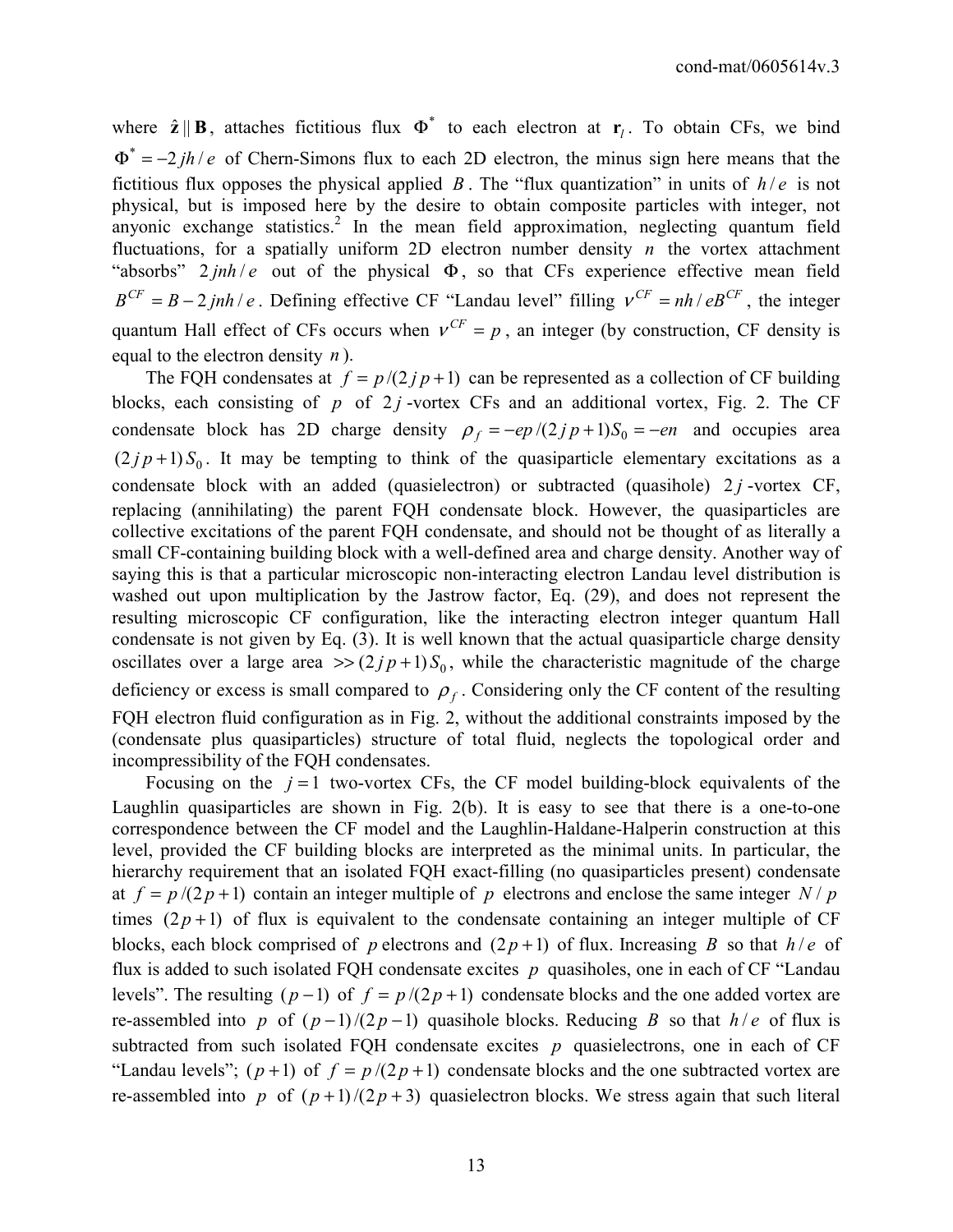where $\hat{\mathbf{z}} \parallel \mathbf{B}$, attaches fictitious flux $\Phi^*$ to each electron at $\mathbf{r}_l$. To obtain CFs, we bind $\Phi^* = -2jh/e$ of Chern-Simons flux to each 2D electron, the minus sign here means that the fictitious flux opposes the physical applied $B$. The "flux quantization" in units of $h/e$ is not physical, but is imposed here by the desire to obtain composite particles with integer, not anyonic exchange statistics.[2] In the mean field approximation, neglecting quantum field fluctuations, for a spatially uniform 2D electron number density $n$ the vortex attachment "absorbs" $2jnh/e$ out of the physical $\Phi$, so that CFs experience effective mean field $B^{CF} = B - 2jnh/e$. Defining effective CF "Landau level" filling $\nu^{CF} = nh/eB^{CF}$, the integer quantum Hall effect of CFs occurs when $\nu^{CF} = p$, an integer (by construction, CF density is equal to the electron density $n$).

The FQH condensates at $f = p/(2jp+1)$ can be represented as a collection of CF building blocks, each consisting of $p$ of $2j$-vortex CFs and an additional vortex, Fig. 2. The CF condensate block has 2D charge density $\rho_f = -ep/(2jp+1)S_0 = -en$ and occupies area $(2jp+1)S_0$. It may be tempting to think of the quasiparticle elementary excitations as a condensate block with an added (quasielectron) or subtracted (quasihole) $2j$-vortex CF, replacing (annihilating) the parent FQH condensate block. However, the quasiparticles are collective excitations of the parent FQH condensate, and should not be thought of as literally a small CF-containing building block with a well-defined area and charge density. Another way of saying this is that a particular microscopic non-interacting electron Landau level distribution is washed out upon multiplication by the Jastrow factor, Eq. (29), and does not represent the resulting microscopic CF configuration, like the interacting electron integer quantum Hall condensate is not given by Eq. (3). It is well known that the actual quasiparticle charge density oscillates over a large area $>> (2jp+1)S_0$, while the characteristic magnitude of the charge deficiency or excess is small compared to $\rho_f$. Considering only the CF content of the resulting FQH electron fluid configuration as in Fig. 2, without the additional constraints imposed by the (condensate plus quasiparticles) structure of total fluid, neglects the topological order and incompressibility of the FQH condensates.

Focusing on the $j=1$ two-vortex CFs, the CF model building-block equivalents of the Laughlin quasiparticles are shown in Fig. 2(b). It is easy to see that there is a one-to-one correspondence between the CF model and the Laughlin-Haldane-Halperin construction at this level, provided the CF building blocks are interpreted as the minimal units. In particular, the hierarchy requirement that an isolated FQH exact-filling (no quasiparticles present) condensate at $f = p/(2p+1)$ contain an integer multiple of $p$ electrons and enclose the same integer $N/p$ times $(2p+1)$ of flux is equivalent to the condensate containing an integer multiple of CF blocks, each block comprised of $p$ electrons and $(2p+1)$ of flux. Increasing $B$ so that $h/e$ of flux is added to such isolated FQH condensate excites $p$ quasiholes, one in each of CF "Landau levels". The resulting $(p-1)$ of $f = p/(2p+1)$ condensate blocks and the one added vortex are re-assembled into $p$ of $(p-1)/(2p-1)$ quasihole blocks. Reducing $B$ so that $h/e$ of flux is subtracted from such isolated FQH condensate excites $p$ quasielectrons, one in each of CF "Landau levels"; $(p+1)$ of $f = p/(2p+1)$ condensate blocks and the one subtracted vortex are re-assembled into $p$ of $(p+1)/(2p+3)$ quasielectron blocks. We stress again that such literal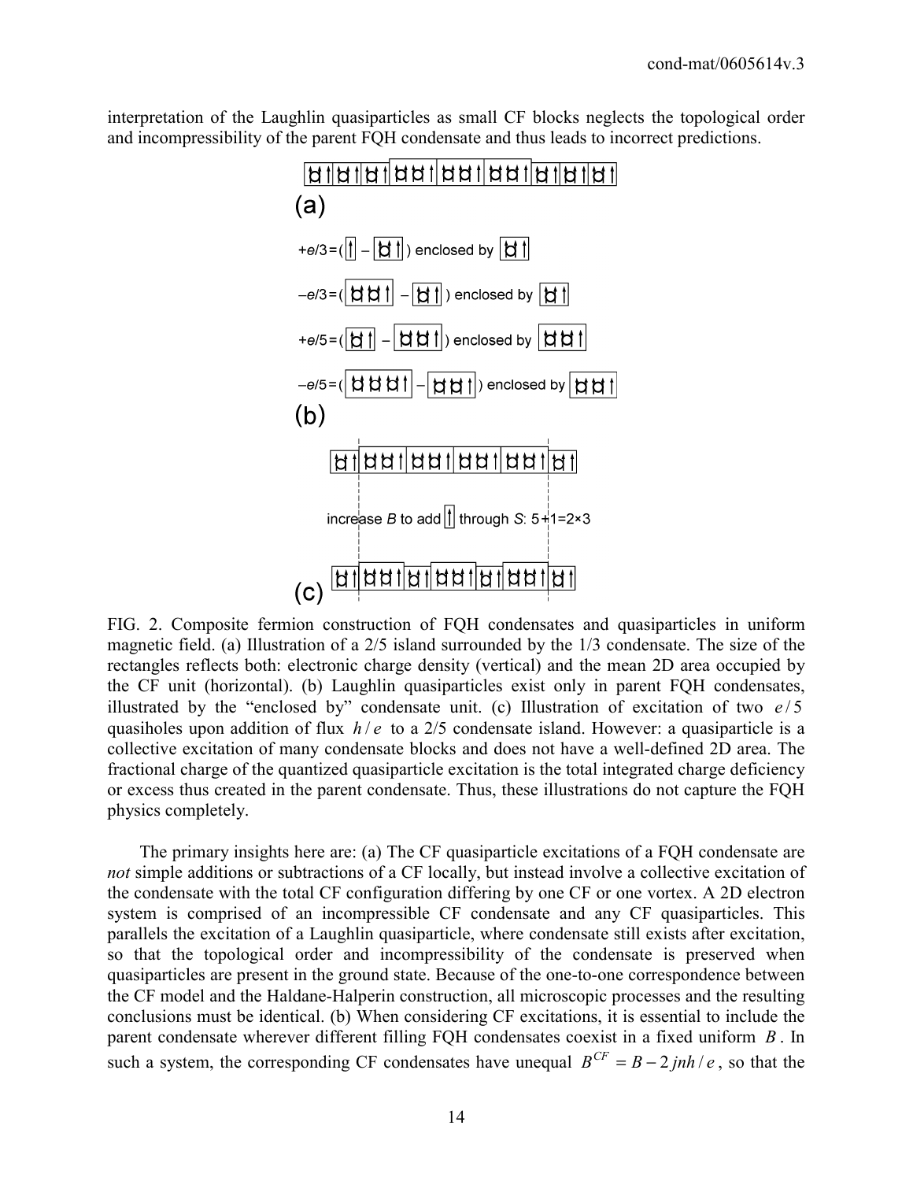interpretation of the Laughlin quasiparticles as small CF blocks neglects the topological order and incompressibility of the parent FQH condensate and thus leads to incorrect predictions.

FIG. 2. Composite fermion construction of FQH condensates and quasiparticles in uniform magnetic field. (a) Illustration of a 2/5 island surrounded by the 1/3 condensate. The size of the rectangles reflects both: electronic charge density (vertical) and the mean 2D area occupied by the CF unit (horizontal). (b) Laughlin quasiparticles exist only in parent FQH condensates, illustrated by the "enclosed by" condensate unit. (c) Illustration of excitation of two $e/5$ quasiholes upon addition of flux $h/e$ to a 2/5 condensate island. However: a quasiparticle is a collective excitation of many condensate blocks and does not have a well-defined 2D area. The fractional charge of the quantized quasiparticle excitation is the total integrated charge deficiency or excess thus created in the parent condensate. Thus, these illustrations do not capture the FQH physics completely.

The primary insights here are: (a) The CF quasiparticle excitations of a FQH condensate are *not* simple additions or subtractions of a CF locally, but instead involve a collective excitation of the condensate with the total CF configuration differing by one CF or one vortex. A 2D electron system is comprised of an incompressible CF condensate and any CF quasiparticles. This parallels the excitation of a Laughlin quasiparticle, where condensate still exists after excitation, so that the topological order and incompressibility of the condensate is preserved when quasiparticles are present in the ground state. Because of the one-to-one correspondence between the CF model and the Haldane-Halperin construction, all microscopic processes and the resulting conclusions must be identical. (b) When considering CF excitations, it is essential to include the parent condensate wherever different filling FQH condensates coexist in a fixed uniform $B$. In such a system, the corresponding CF condensates have unequal $B^{CF} = B - 2jnh/e$, so that the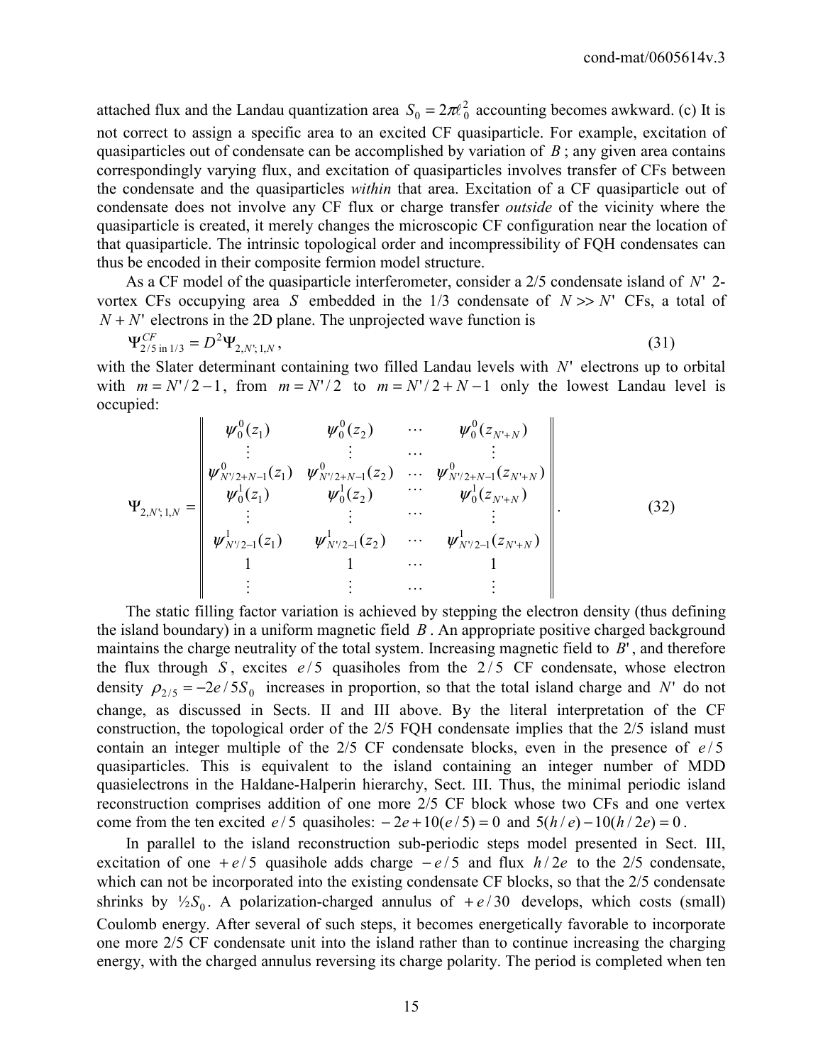attached flux and the Landau quantization area $S_0 = 2\pi\ell_0^2$ accounting becomes awkward. (c) It is not correct to assign a specific area to an excited CF quasiparticle. For example, excitation of quasiparticles out of condensate can be accomplished by variation of $B$; any given area contains correspondingly varying flux, and excitation of quasiparticles involves transfer of CFs between the condensate and the quasiparticles *within* that area. Excitation of a CF quasiparticle out of condensate does not involve any CF flux or charge transfer *outside* of the vicinity where the quasiparticle is created, it merely changes the microscopic CF configuration near the location of that quasiparticle. The intrinsic topological order and incompressibility of FQH condensates can thus be encoded in their composite fermion model structure.

As a CF model of the quasiparticle interferometer, consider a 2/5 condensate island of $N'$ 2-vortex CFs occupying area $S$ embedded in the 1/3 condensate of $N \gg N'$ CFs, a total of $N + N'$ electrons in the 2D plane. The unprojected wave function is

$$\Psi^{CF}_{2/5 \text{ in } 1/3} = D^2 \Psi_{2,N';1,N}, \tag{31}$$

with the Slater determinant containing two filled Landau levels with $N'$ electrons up to orbital with $m = N'/2 - 1$, from $m = N'/2$ to $m = N'/2 + N - 1$ only the lowest Landau level is occupied:

$$\Psi_{2,N';1,N} = \begin{Vmatrix} \psi_0^0(z_1) & \psi_0^0(z_2) & \cdots & \psi_0^0(z_{N'+N}) \\ \vdots & \vdots & \cdots & \vdots \\ \psi^0_{N'/2+N-1}(z_1) & \psi^0_{N'/2+N-1}(z_2) & \cdots & \psi^0_{N'/2+N-1}(z_{N'+N}) \\ \psi_0^1(z_1) & \psi_0^1(z_2) & \cdots & \psi_0^1(z_{N'+N}) \\ \vdots & \vdots & \cdots & \vdots \\ \psi^1_{N'/2-1}(z_1) & \psi^1_{N'/2-1}(z_2) & \cdots & \psi^1_{N'/2-1}(z_{N'+N}) \\ 1 & 1 & \cdots & 1 \\ \vdots & \vdots & \cdots & \vdots \end{Vmatrix}. \tag{32}$$

The static filling factor variation is achieved by stepping the electron density (thus defining the island boundary) in a uniform magnetic field $B$. An appropriate positive charged background maintains the charge neutrality of the total system. Increasing magnetic field to $B'$, and therefore the flux through $S$, excites $e/5$ quasiholes from the $2/5$ CF condensate, whose electron density $\rho_{2/5} = -2e/5S_0$ increases in proportion, so that the total island charge and $N'$ do not change, as discussed in Sects. II and III above. By the literal interpretation of the CF construction, the topological order of the 2/5 FQH condensate implies that the 2/5 island must contain an integer multiple of the 2/5 CF condensate blocks, even in the presence of $e/5$ quasiparticles. This is equivalent to the island containing an integer number of MDD quasielectrons in the Haldane-Halperin hierarchy, Sect. III. Thus, the minimal periodic island reconstruction comprises addition of one more 2/5 CF block whose two CFs and one vertex come from the ten excited $e/5$ quasiholes: $-2e + 10(e/5) = 0$ and $5(h/e) - 10(h/2e) = 0$.

In parallel to the island reconstruction sub-periodic steps model presented in Sect. III, excitation of one $+e/5$ quasihole adds charge $-e/5$ and flux $h/2e$ to the 2/5 condensate, which can not be incorporated into the existing condensate CF blocks, so that the 2/5 condensate shrinks by $\frac{1}{2}S_0$. A polarization-charged annulus of $+e/30$ develops, which costs (small) Coulomb energy. After several of such steps, it becomes energetically favorable to incorporate one more 2/5 CF condensate unit into the island rather than to continue increasing the charging energy, with the charged annulus reversing its charge polarity. The period is completed when ten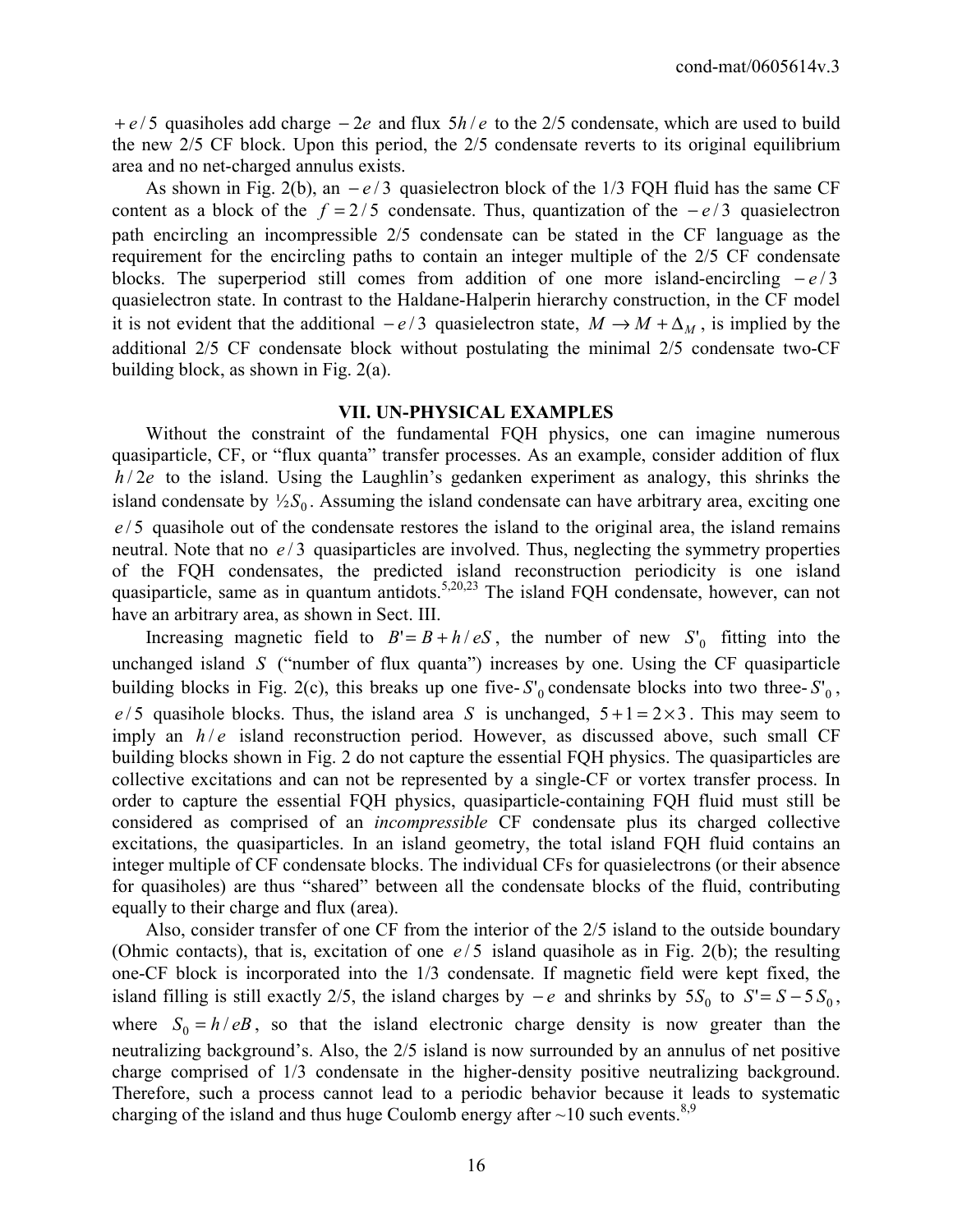$+e/5$ quasiholes add charge $-2e$ and flux $5h/e$ to the 2/5 condensate, which are used to build the new 2/5 CF block. Upon this period, the 2/5 condensate reverts to its original equilibrium area and no net-charged annulus exists.

As shown in Fig. 2(b), an $-e/3$ quasielectron block of the 1/3 FQH fluid has the same CF content as a block of the $f = 2/5$ condensate. Thus, quantization of the $-e/3$ quasielectron path encircling an incompressible 2/5 condensate can be stated in the CF language as the requirement for the encircling paths to contain an integer multiple of the 2/5 CF condensate blocks. The superperiod still comes from addition of one more island-encircling $-e/3$ quasielectron state. In contrast to the Haldane-Halperin hierarchy construction, in the CF model it is not evident that the additional $-e/3$ quasielectron state, $M \to M + \Delta_M$, is implied by the additional 2/5 CF condensate block without postulating the minimal 2/5 condensate two-CF building block, as shown in Fig. 2(a).

## VII. UN-PHYSICAL EXAMPLES

Without the constraint of the fundamental FQH physics, one can imagine numerous quasiparticle, CF, or "flux quanta" transfer processes. As an example, consider addition of flux $h/2e$ to the island. Using the Laughlin's gedanken experiment as analogy, this shrinks the island condensate by $\frac{1}{2}S_0$. Assuming the island condensate can have arbitrary area, exciting one $e/5$ quasihole out of the condensate restores the island to the original area, the island remains neutral. Note that no $e/3$ quasiparticles are involved. Thus, neglecting the symmetry properties of the FQH condensates, the predicted island reconstruction periodicity is one island quasiparticle, same as in quantum antidots.[5,20,23] The island FQH condensate, however, can not have an arbitrary area, as shown in Sect. III.

Increasing magnetic field to $B' = B + h/eS$, the number of new $S'_0$ fitting into the unchanged island $S$ ("number of flux quanta") increases by one. Using the CF quasiparticle building blocks in Fig. 2(c), this breaks up one five-$S'_0$ condensate blocks into two three-$S'_0$, $e/5$ quasihole blocks. Thus, the island area $S$ is unchanged, $5+1 = 2\times 3$. This may seem to imply an $h/e$ island reconstruction period. However, as discussed above, such small CF building blocks shown in Fig. 2 do not capture the essential FQH physics. The quasiparticles are collective excitations and can not be represented by a single-CF or vortex transfer process. In order to capture the essential FQH physics, quasiparticle-containing FQH fluid must still be considered as comprised of an *incompressible* CF condensate plus its charged collective excitations, the quasiparticles. In an island geometry, the total island FQH fluid contains an integer multiple of CF condensate blocks. The individual CFs for quasielectrons (or their absence for quasiholes) are thus "shared" between all the condensate blocks of the fluid, contributing equally to their charge and flux (area).

Also, consider transfer of one CF from the interior of the 2/5 island to the outside boundary (Ohmic contacts), that is, excitation of one $e/5$ island quasihole as in Fig. 2(b); the resulting one-CF block is incorporated into the 1/3 condensate. If magnetic field were kept fixed, the island filling is still exactly 2/5, the island charges by $-e$ and shrinks by $5S_0$ to $S' = S - 5S_0$, where $S_0 = h/eB$, so that the island electronic charge density is now greater than the neutralizing background's. Also, the 2/5 island is now surrounded by an annulus of net positive charge comprised of 1/3 condensate in the higher-density positive neutralizing background. Therefore, such a process cannot lead to a periodic behavior because it leads to systematic charging of the island and thus huge Coulomb energy after ~10 such events.[8,9]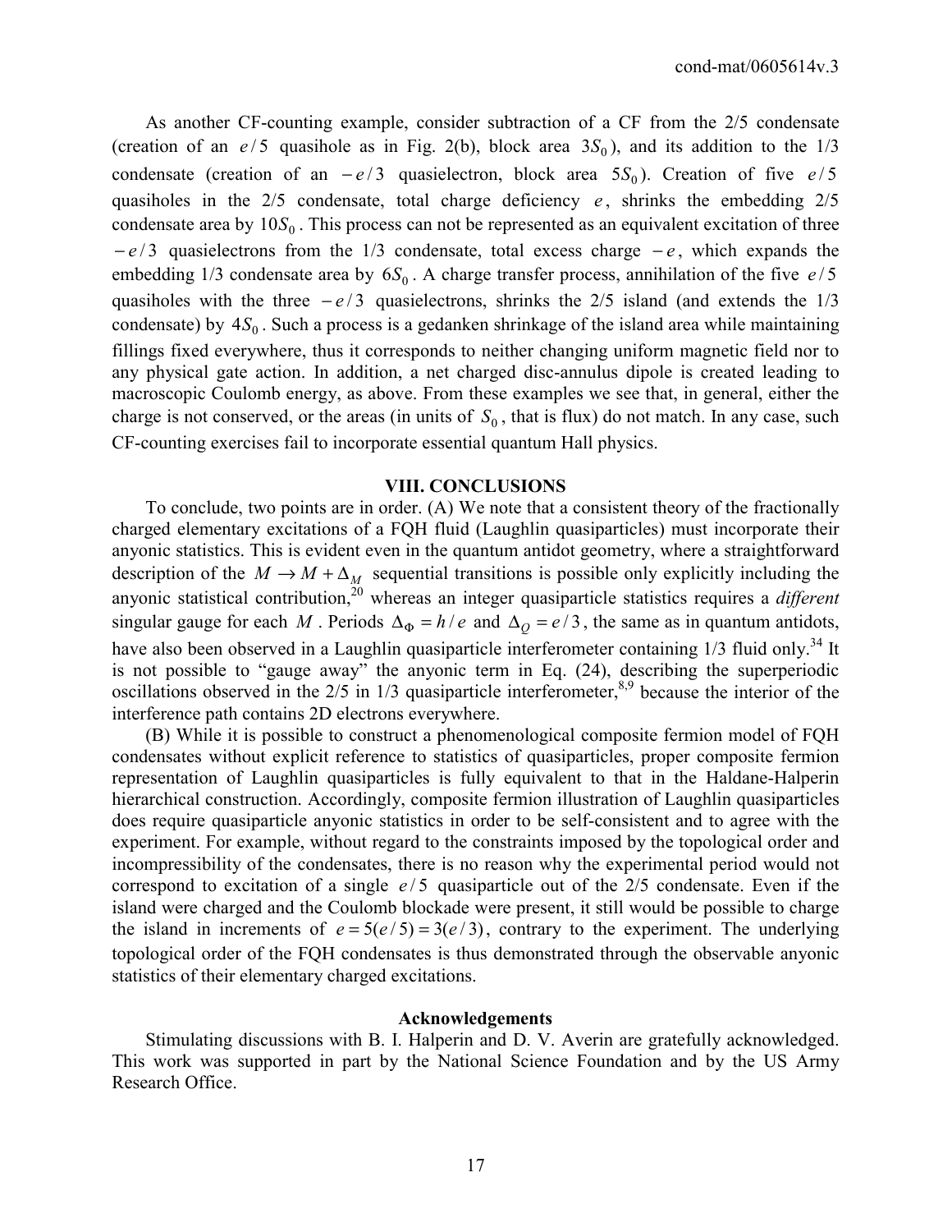As another CF-counting example, consider subtraction of a CF from the 2/5 condensate (creation of an $e/5$ quasihole as in Fig. 2(b), block area $3S_0$), and its addition to the 1/3 condensate (creation of an $-e/3$ quasielectron, block area $5S_0$). Creation of five $e/5$ quasiholes in the 2/5 condensate, total charge deficiency $e$, shrinks the embedding 2/5 condensate area by $10S_0$. This process can not be represented as an equivalent excitation of three $-e/3$ quasielectrons from the 1/3 condensate, total excess charge $-e$, which expands the embedding 1/3 condensate area by $6S_0$. A charge transfer process, annihilation of the five $e/5$ quasiholes with the three $-e/3$ quasielectrons, shrinks the 2/5 island (and extends the 1/3 condensate) by $4S_0$. Such a process is a gedanken shrinkage of the island area while maintaining fillings fixed everywhere, thus it corresponds to neither changing uniform magnetic field nor to any physical gate action. In addition, a net charged disc-annulus dipole is created leading to macroscopic Coulomb energy, as above. From these examples we see that, in general, either the charge is not conserved, or the areas (in units of $S_0$, that is flux) do not match. In any case, such CF-counting exercises fail to incorporate essential quantum Hall physics.

## VIII. CONCLUSIONS

To conclude, two points are in order. (A) We note that a consistent theory of the fractionally charged elementary excitations of a FQH fluid (Laughlin quasiparticles) must incorporate their anyonic statistics. This is evident even in the quantum antidot geometry, where a straightforward description of the $M \to M + \Delta_M$ sequential transitions is possible only explicitly including the anyonic statistical contribution,[20] whereas an integer quasiparticle statistics requires a *different* singular gauge for each $M$. Periods $\Delta_\Phi = h/e$ and $\Delta_Q = e/3$, the same as in quantum antidots, have also been observed in a Laughlin quasiparticle interferometer containing 1/3 fluid only.[34] It is not possible to "gauge away" the anyonic term in Eq. (24), describing the superperiodic oscillations observed in the 2/5 in 1/3 quasiparticle interferometer,[8,9] because the interior of the interference path contains 2D electrons everywhere.

(B) While it is possible to construct a phenomenological composite fermion model of FQH condensates without explicit reference to statistics of quasiparticles, proper composite fermion representation of Laughlin quasiparticles is fully equivalent to that in the Haldane-Halperin hierarchical construction. Accordingly, composite fermion illustration of Laughlin quasiparticles does require quasiparticle anyonic statistics in order to be self-consistent and to agree with the experiment. For example, without regard to the constraints imposed by the topological order and incompressibility of the condensates, there is no reason why the experimental period would not correspond to excitation of a single $e/5$ quasiparticle out of the 2/5 condensate. Even if the island were charged and the Coulomb blockade were present, it still would be possible to charge the island in increments of $e = 5(e/5) = 3(e/3)$, contrary to the experiment. The underlying topological order of the FQH condensates is thus demonstrated through the observable anyonic statistics of their elementary charged excitations.

### Acknowledgements

Stimulating discussions with B. I. Halperin and D. V. Averin are gratefully acknowledged. This work was supported in part by the National Science Foundation and by the US Army Research Office.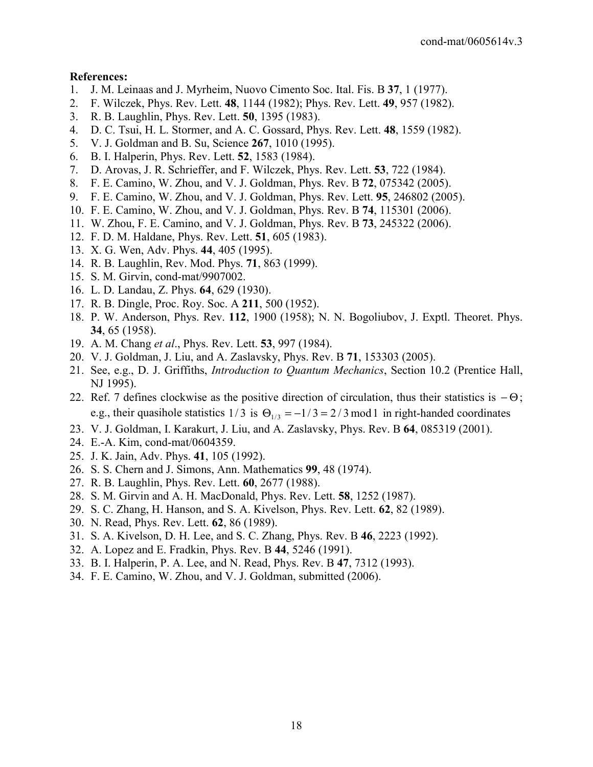**References:**

1. J. M. Leinaas and J. Myrheim, Nuovo Cimento Soc. Ital. Fis. B **37**, 1 (1977).
2. F. Wilczek, Phys. Rev. Lett. **48**, 1144 (1982); Phys. Rev. Lett. **49**, 957 (1982).
3. R. B. Laughlin, Phys. Rev. Lett. **50**, 1395 (1983).
4. D. C. Tsui, H. L. Stormer, and A. C. Gossard, Phys. Rev. Lett. **48**, 1559 (1982).
5. V. J. Goldman and B. Su, Science **267**, 1010 (1995).
6. B. I. Halperin, Phys. Rev. Lett. **52**, 1583 (1984).
7. D. Arovas, J. R. Schrieffer, and F. Wilczek, Phys. Rev. Lett. **53**, 722 (1984).
8. F. E. Camino, W. Zhou, and V. J. Goldman, Phys. Rev. B **72**, 075342 (2005).
9. F. E. Camino, W. Zhou, and V. J. Goldman, Phys. Rev. Lett. **95**, 246802 (2005).
10. F. E. Camino, W. Zhou, and V. J. Goldman, Phys. Rev. B **74**, 115301 (2006).
11. W. Zhou, F. E. Camino, and V. J. Goldman, Phys. Rev. B **73**, 245322 (2006).
12. F. D. M. Haldane, Phys. Rev. Lett. **51**, 605 (1983).
13. X. G. Wen, Adv. Phys. **44**, 405 (1995).
14. R. B. Laughlin, Rev. Mod. Phys. **71**, 863 (1999).
15. S. M. Girvin, cond-mat/9907002.
16. L. D. Landau, Z. Phys. **64**, 629 (1930).
17. R. B. Dingle, Proc. Roy. Soc. A **211**, 500 (1952).
18. P. W. Anderson, Phys. Rev. **112**, 1900 (1958); N. N. Bogoliubov, J. Exptl. Theoret. Phys. **34**, 65 (1958).
19. A. M. Chang *et al*., Phys. Rev. Lett. **53**, 997 (1984).
20. V. J. Goldman, J. Liu, and A. Zaslavsky, Phys. Rev. B **71**, 153303 (2005).
21. See, e.g., D. J. Griffiths, *Introduction to Quantum Mechanics*, Section 10.2 (Prentice Hall, NJ 1995).
22. Ref. 7 defines clockwise as the positive direction of circulation, thus their statistics is $-\Theta$; e.g., their quasihole statistics $1/3$ is $\Theta_{1/3} = -1/3 = 2/3 \bmod 1$ in right-handed coordinates
23. V. J. Goldman, I. Karakurt, J. Liu, and A. Zaslavsky, Phys. Rev. B **64**, 085319 (2001).
24. E.-A. Kim, cond-mat/0604359.
25. J. K. Jain, Adv. Phys. **41**, 105 (1992).
26. S. S. Chern and J. Simons, Ann. Mathematics **99**, 48 (1974).
27. R. B. Laughlin, Phys. Rev. Lett. **60**, 2677 (1988).
28. S. M. Girvin and A. H. MacDonald, Phys. Rev. Lett. **58**, 1252 (1987).
29. S. C. Zhang, H. Hanson, and S. A. Kivelson, Phys. Rev. Lett. **62**, 82 (1989).
30. N. Read, Phys. Rev. Lett. **62**, 86 (1989).
31. S. A. Kivelson, D. H. Lee, and S. C. Zhang, Phys. Rev. B **46**, 2223 (1992).
32. A. Lopez and E. Fradkin, Phys. Rev. B **44**, 5246 (1991).
33. B. I. Halperin, P. A. Lee, and N. Read, Phys. Rev. B **47**, 7312 (1993).
34. F. E. Camino, W. Zhou, and V. J. Goldman, submitted (2006).